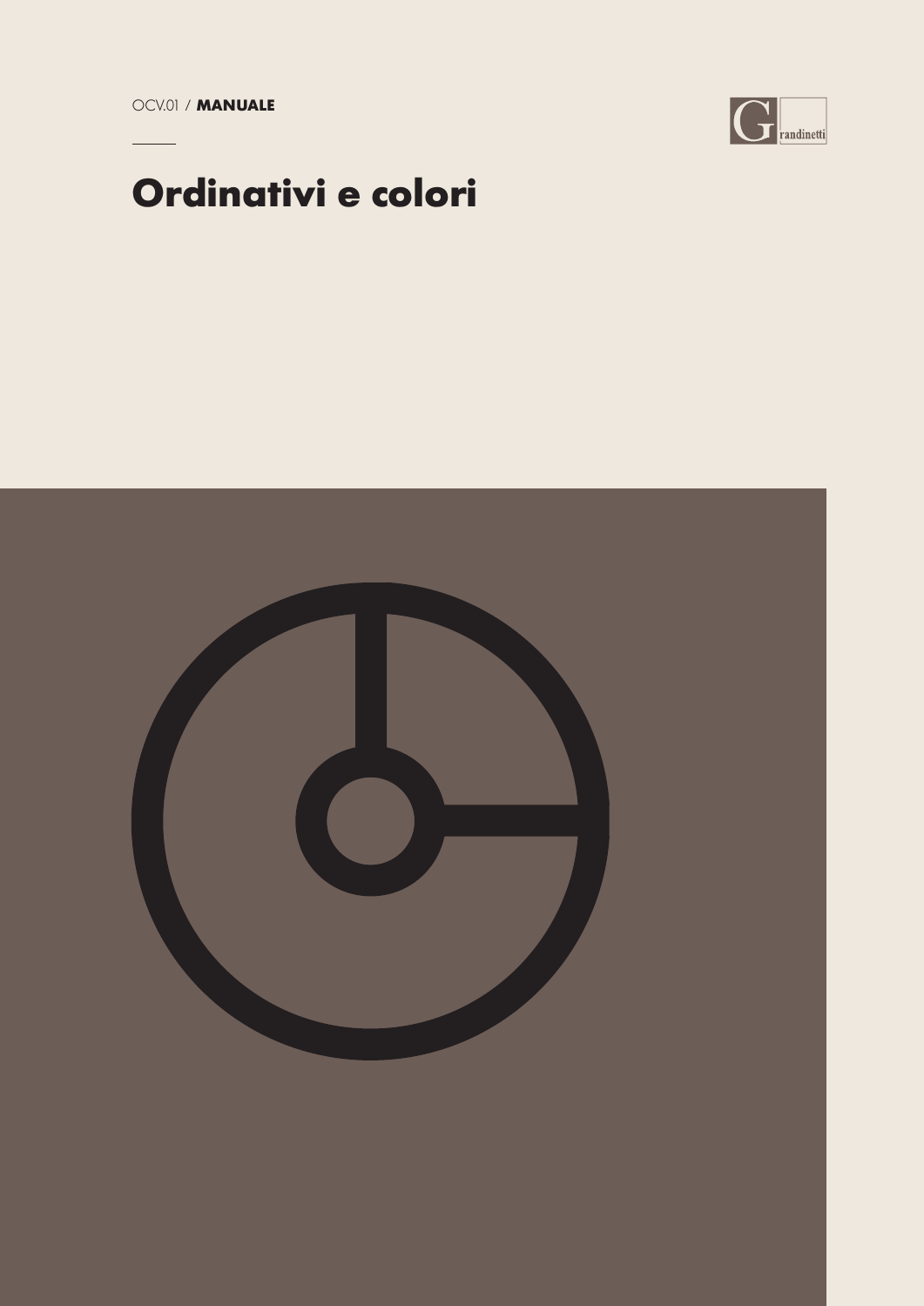OCV.01 / **MANUALE**

Grandinetti

# Ordinativi e colori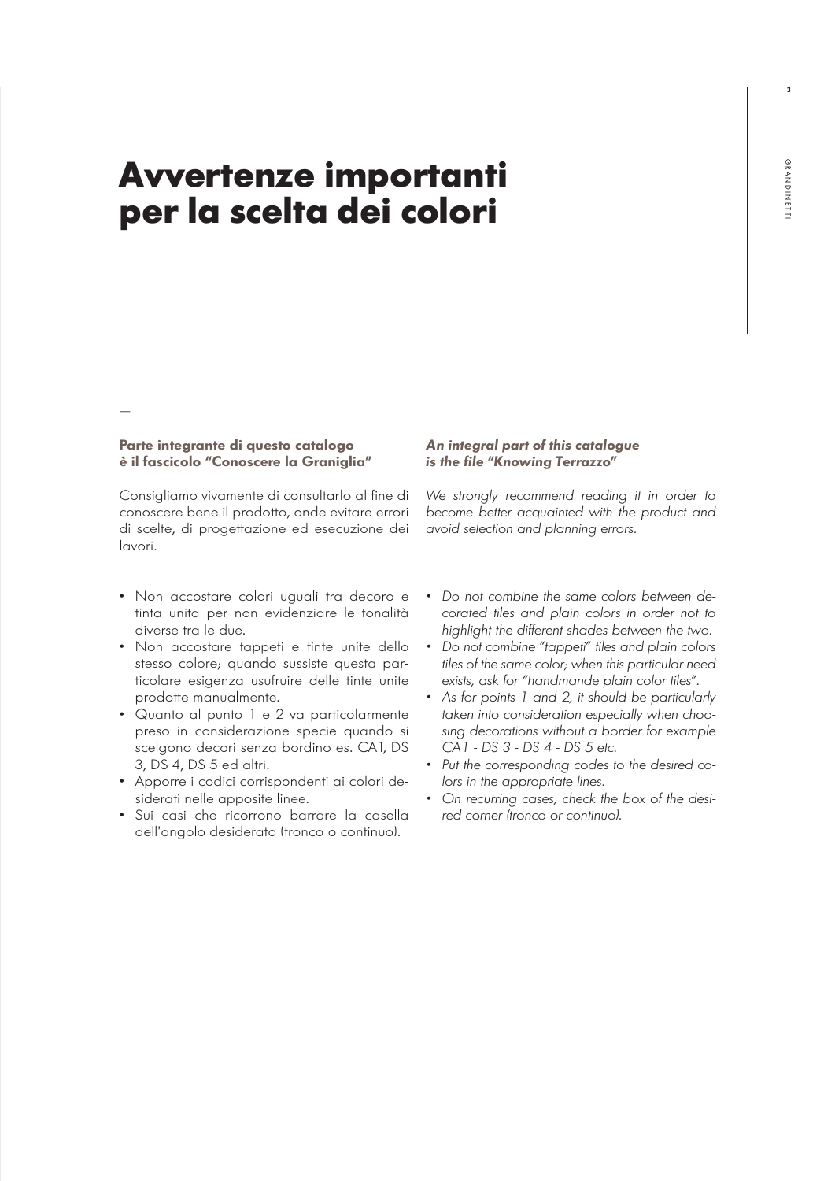# Avvertenze importanti per la scelta dei colori

—

**Parte integrante di questo catalogo è il fascicolo "Conoscere la Graniglia"**

Consigliamo vivamente di consultarlo al fine di conoscere bene il prodotto, onde evitare errori di scelte, di progettazione ed esecuzione dei lavori.

- Non accostare colori uguali tra decoro e tinta unita per non evidenziare le tonalità diverse tra le due.
- Non accostare tappeti e tinte unite dello stesso colore; quando sussiste questa particolare esigenza usufruire delle tinte unite prodotte manualmente.
- Quanto al punto 1 e 2 va particolarmente preso in considerazione specie quando si scelgono decori senza bordino es. CA1, DS 3, DS 4, DS 5 ed altri.
- Apporre i codici corrispondenti ai colori desiderati nelle apposite linee.
- Sui casi che ricorrono barrare la casella dell'angolo desiderato (tronco o continuo).

***An integral part of this catalogue is the file "Knowing Terrazzo"***

*We strongly recommend reading it in order to become better acquainted with the product and avoid selection and planning errors.*

- *Do not combine the same colors between decorated tiles and plain colors in order not to highlight the different shades between the two.*
- *Do not combine "tappeti" tiles and plain colors tiles of the same color; when this particular need exists, ask for "handmande plain color tiles".*
- *As for points 1 and 2, it should be particularly taken into consideration especially when choosing decorations without a border for example CA1 - DS 3 - DS 4 - DS 5 etc.*
- *Put the corresponding codes to the desired colors in the appropriate lines.*
- *On recurring cases, check the box of the desired corner (tronco or continuo).*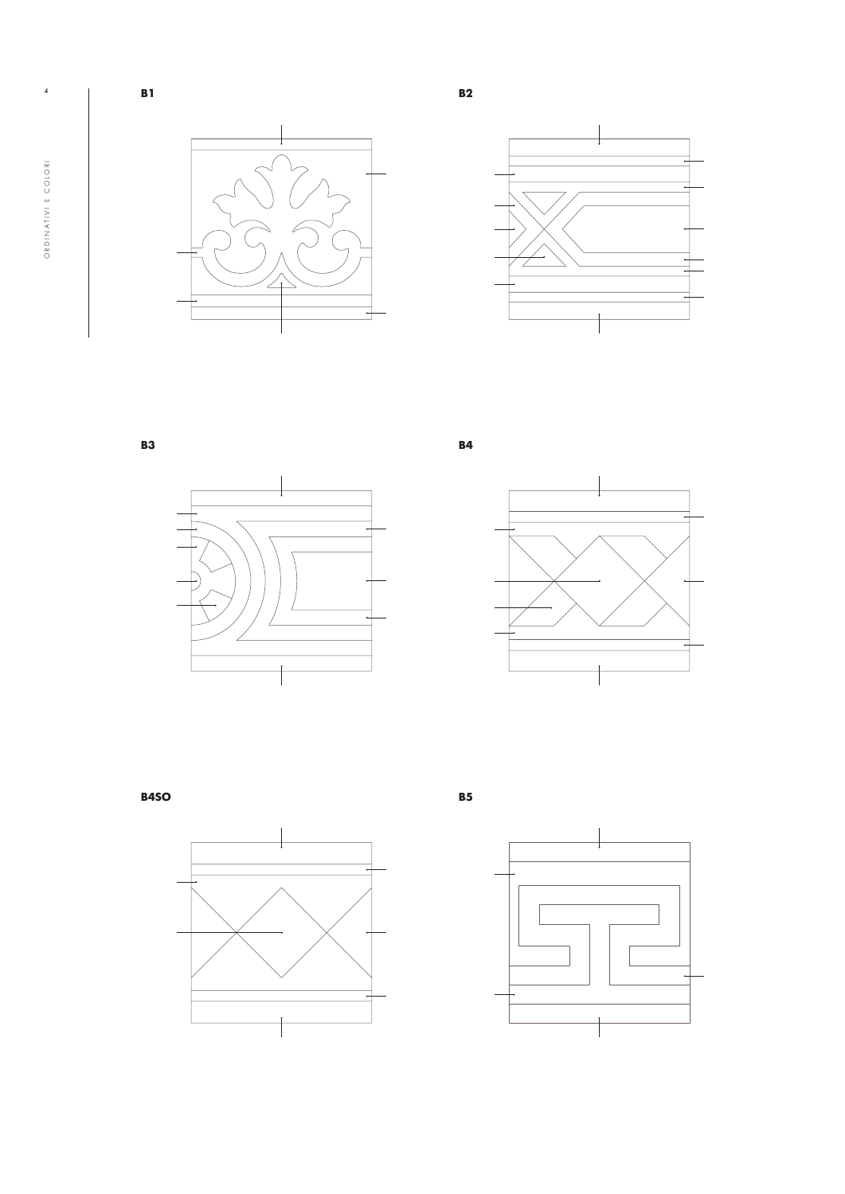B1

B2

B3

B4

B4SO

B5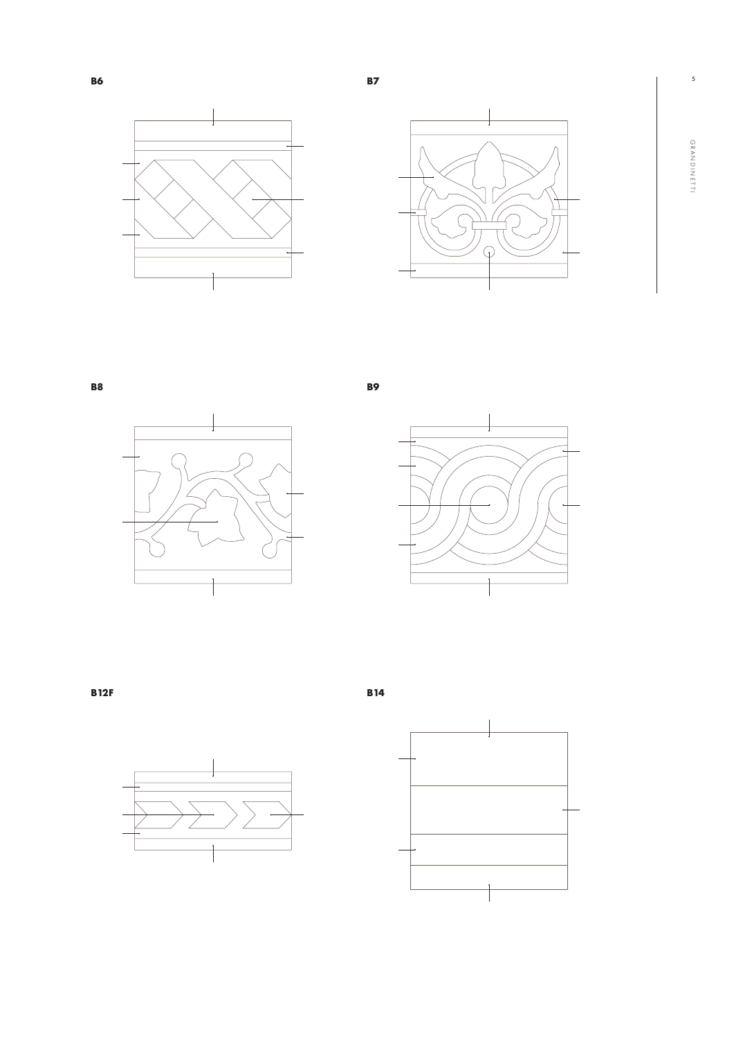**B6**

**B7**

**B8**

**B9**

**B12F**

**B14**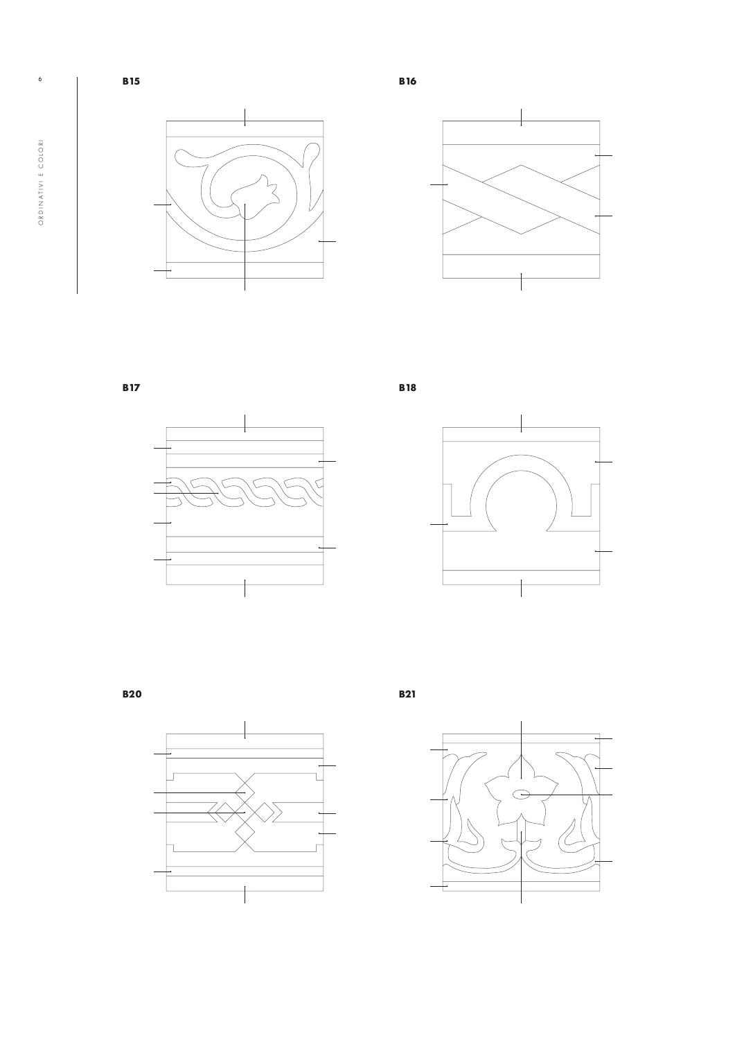**B15**

**B16**

**B17**

**B18**

**B20**

**B21**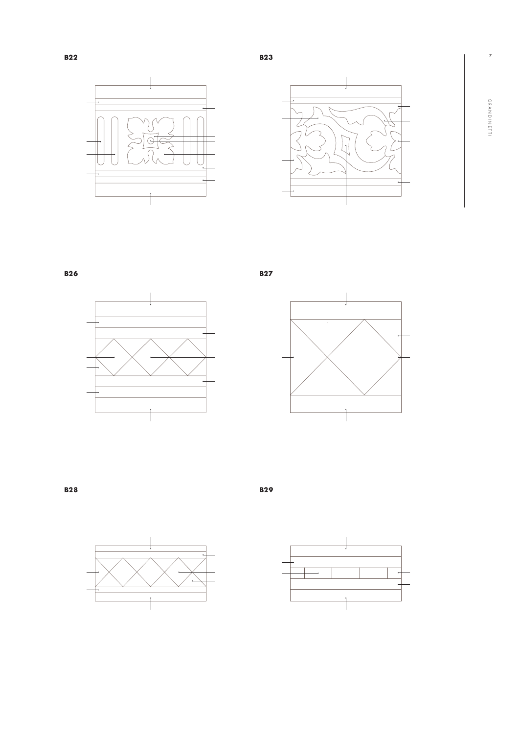**B22**

**B23**

**B26**

**B27**

**B28**

**B29**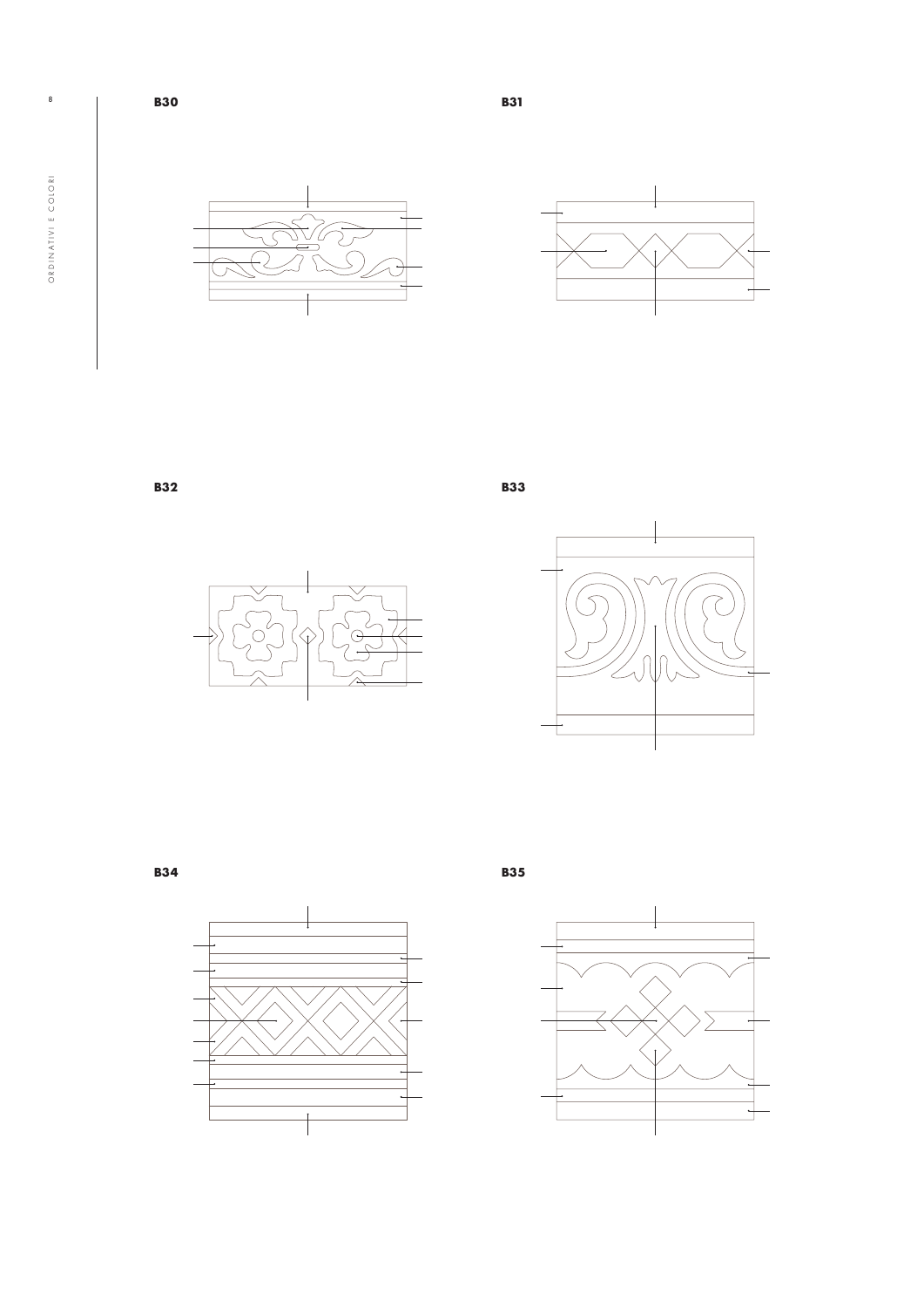**B30**

**B31**

**B32**

**B33**

**B34**

**B35**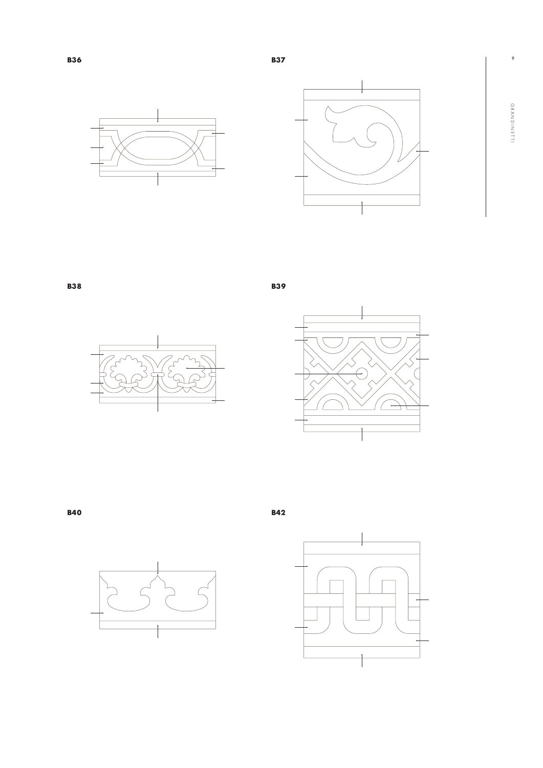**B36**

**B37**

**B38**

**B39**

**B40**

**B42**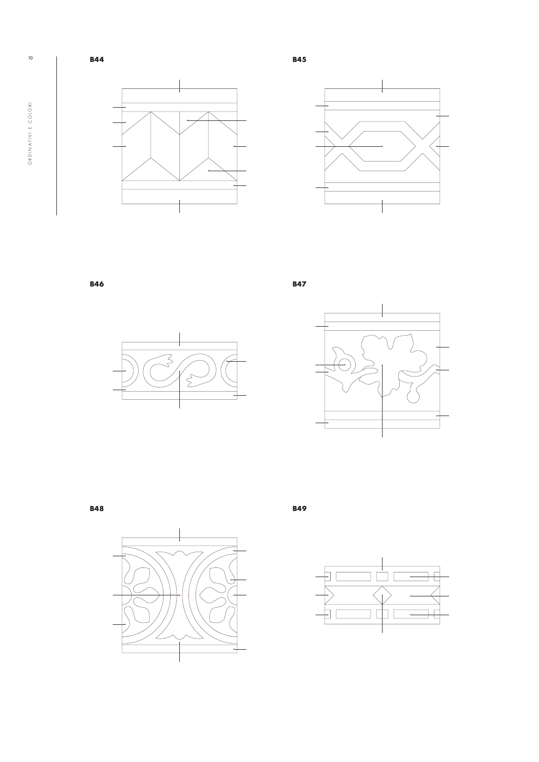**B44**

**B45**

**B46**

**B47**

**B48**

**B49**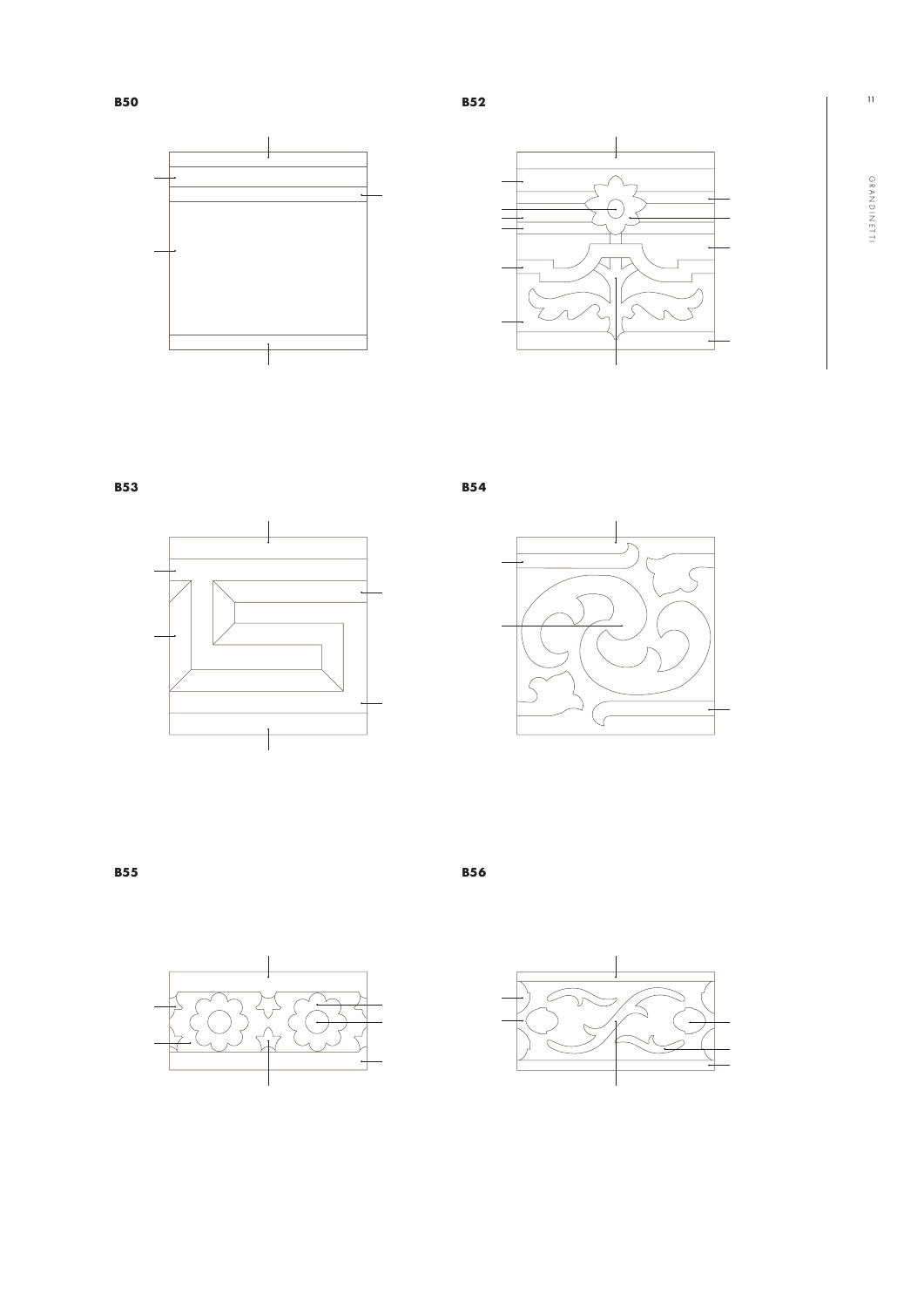**B50**

**B52**

**B53**

**B54**

**B55**

**B56**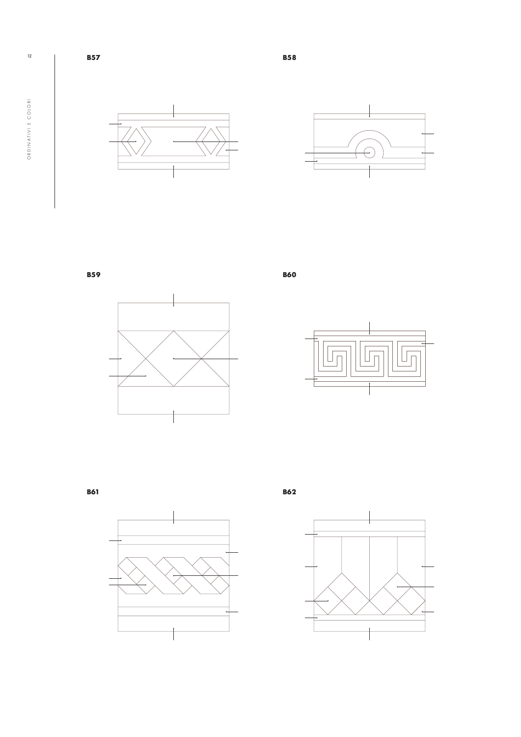**B57**

**B58**

**B59**

**B60**

**B61**

**B62**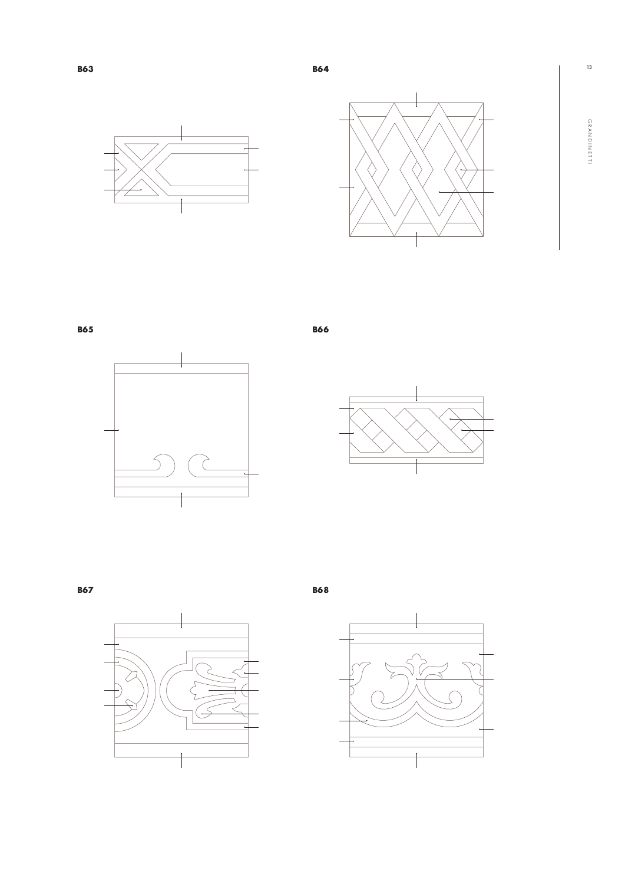**B63**

**B64**

**B65**

**B66**

**B67**

**B68**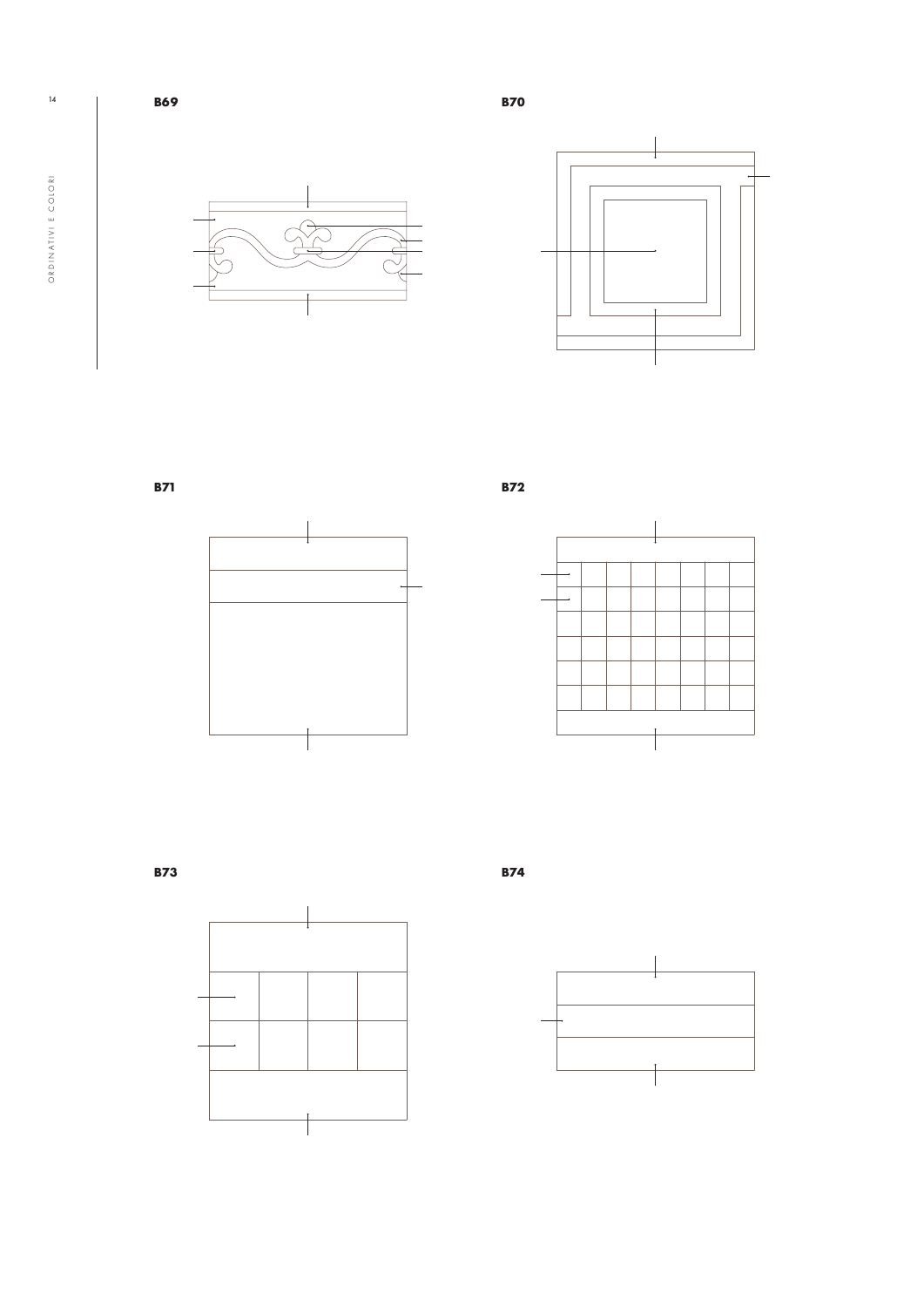**B69**

**B70**

**B71**

**B72**

**B73**

**B74**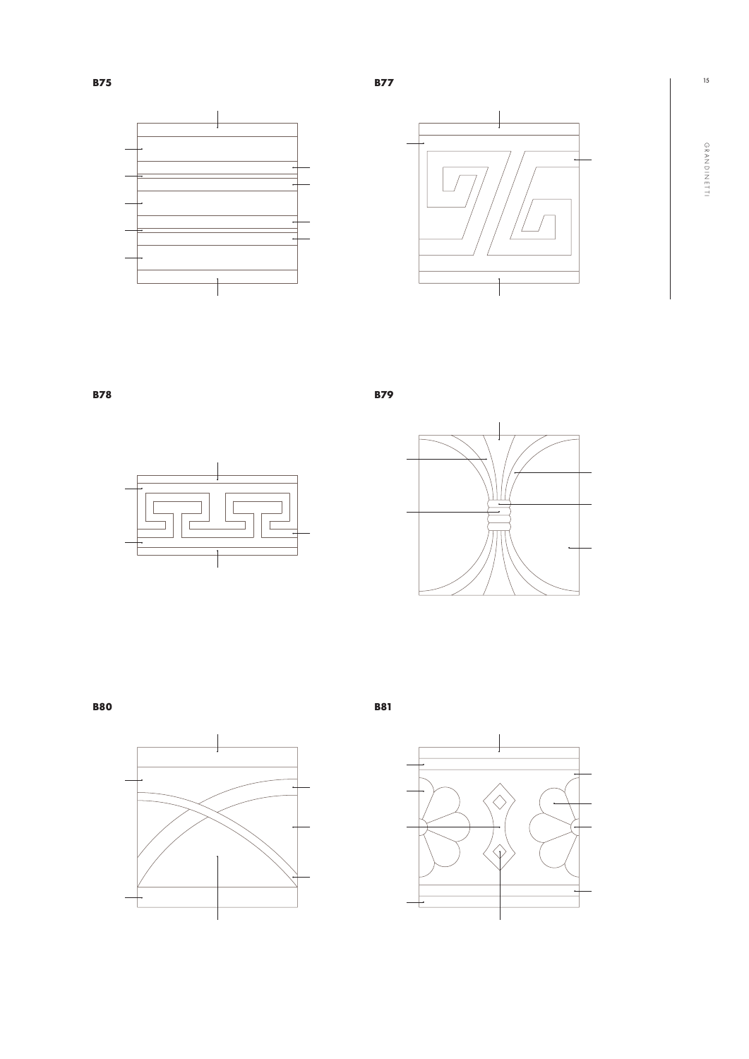**B75**

**B77**

**B78**

**B79**

**B80**

**B81**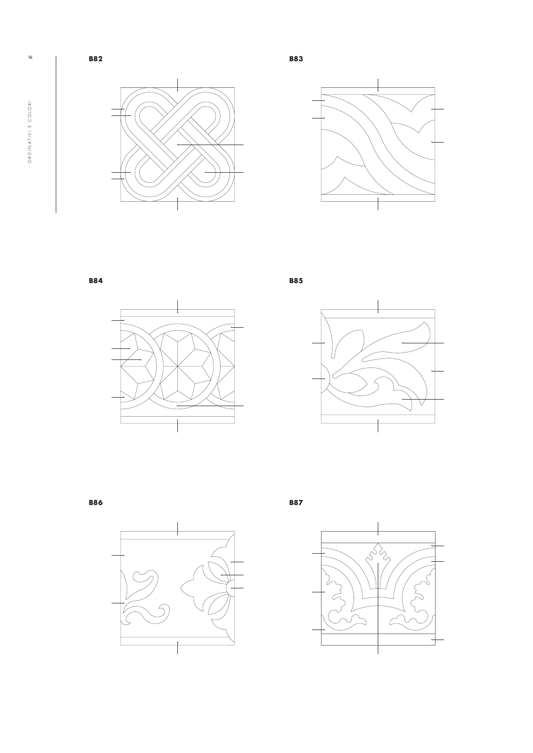**B82**

**B83**

**B84**

**B85**

**B86**

**B87**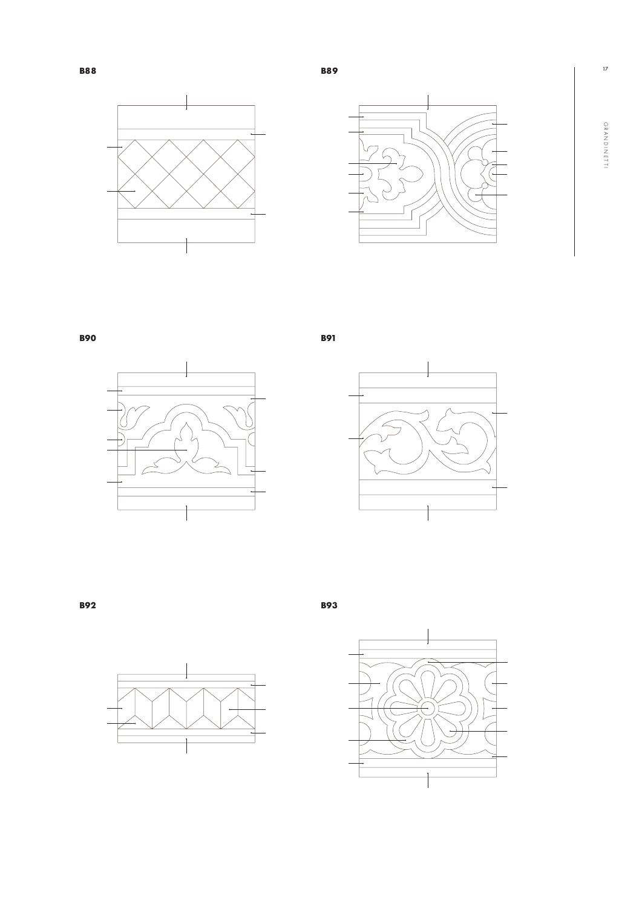**B88**

**B89**

**B90**

**B91**

**B92**

**B93**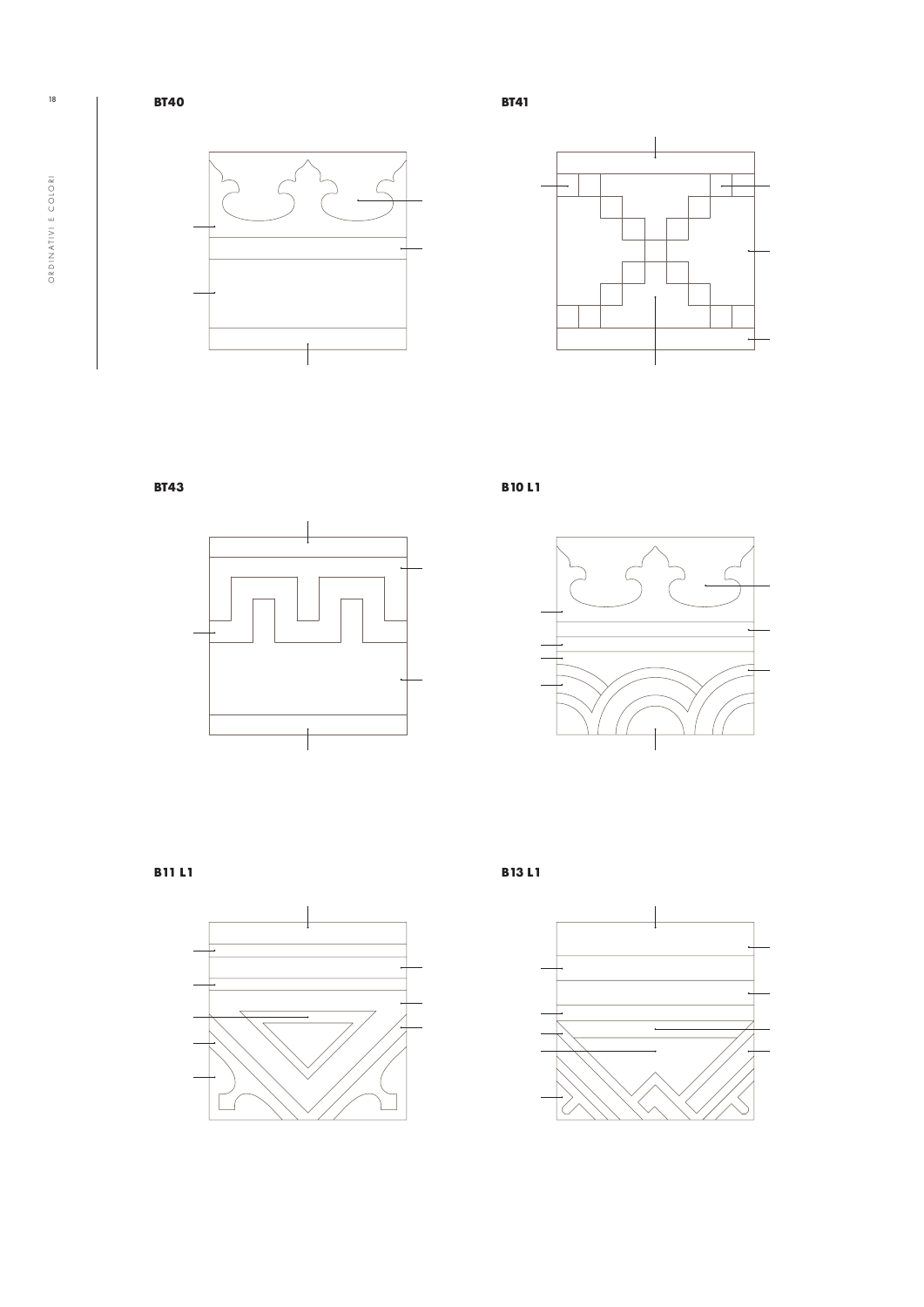**BT40**

**BT41**

**BT43**

**B10 L1**

**B11 L1**

**B13 L1**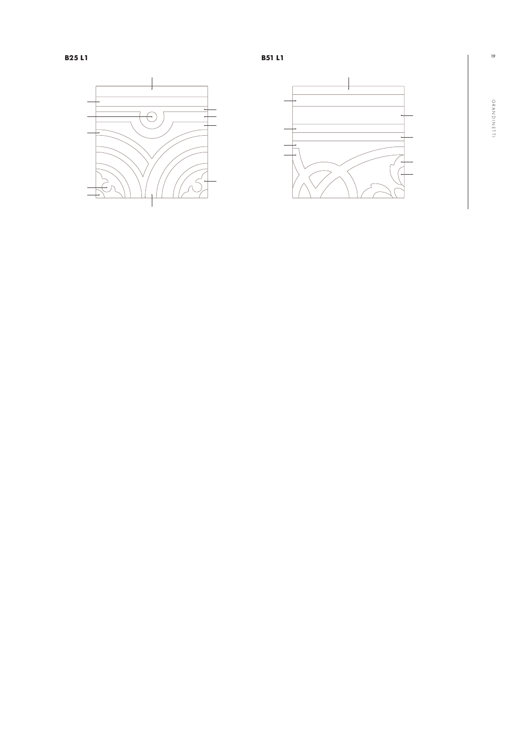**B25 L1**

**B51 L1**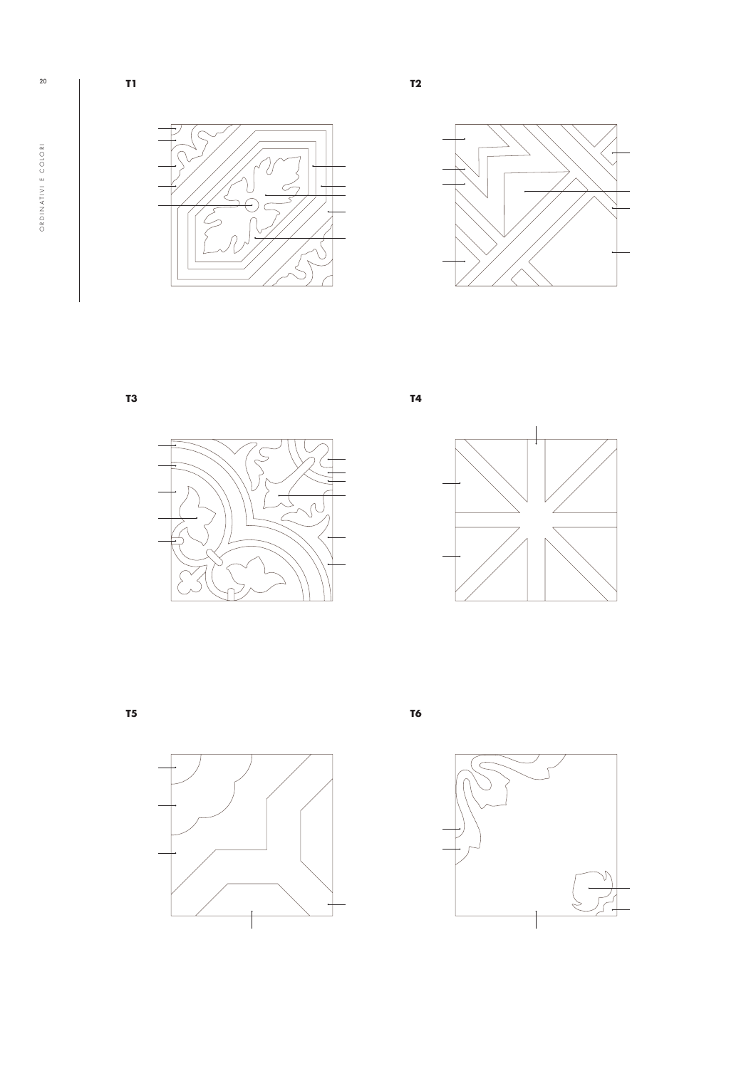**T1**

**T2**

**T3**

**T4**

**T5**

**T6**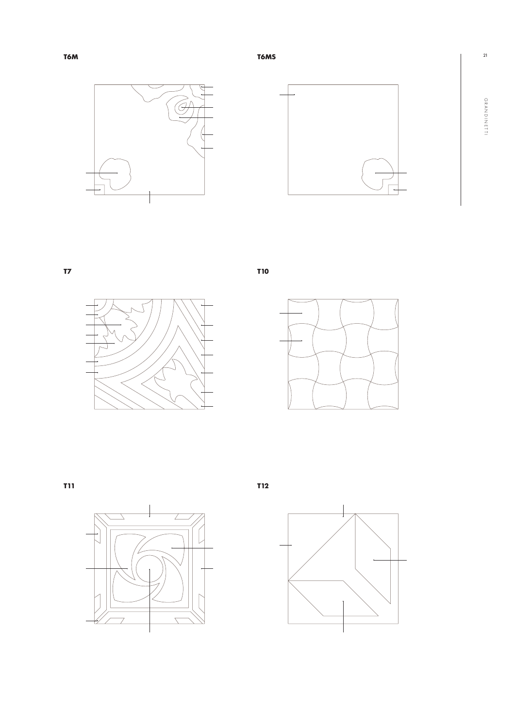**T6M**

**T6MS**

**T7**

**T10**

**T11**

**T12**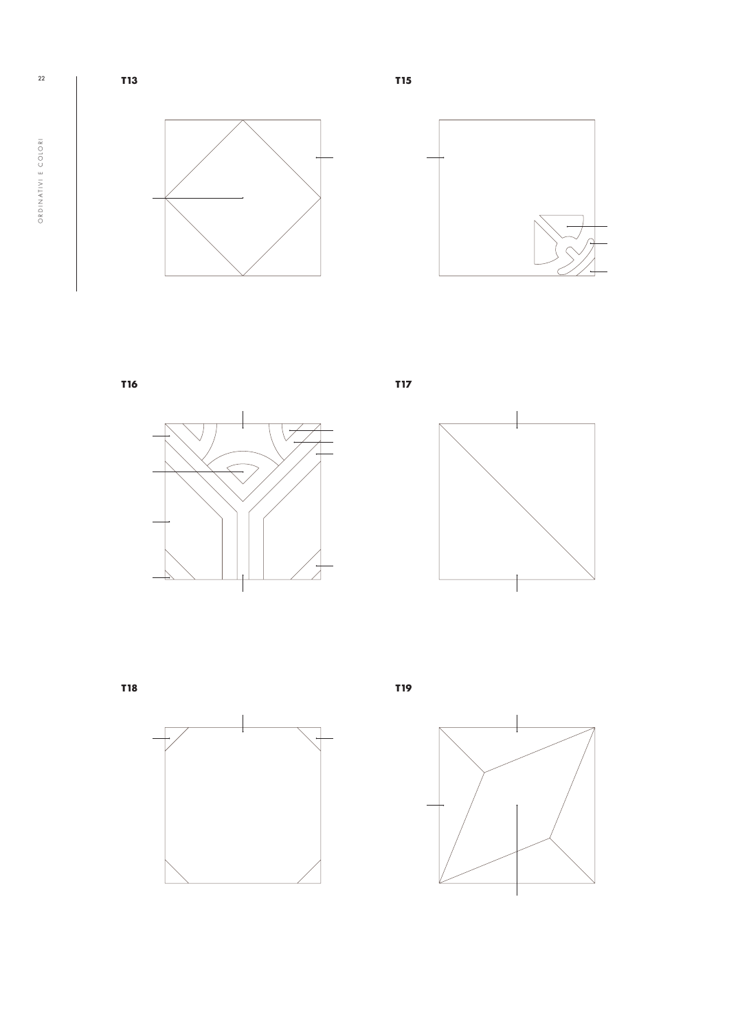**T13**

**T15**

**T16**

**T17**

**T18**

**T19**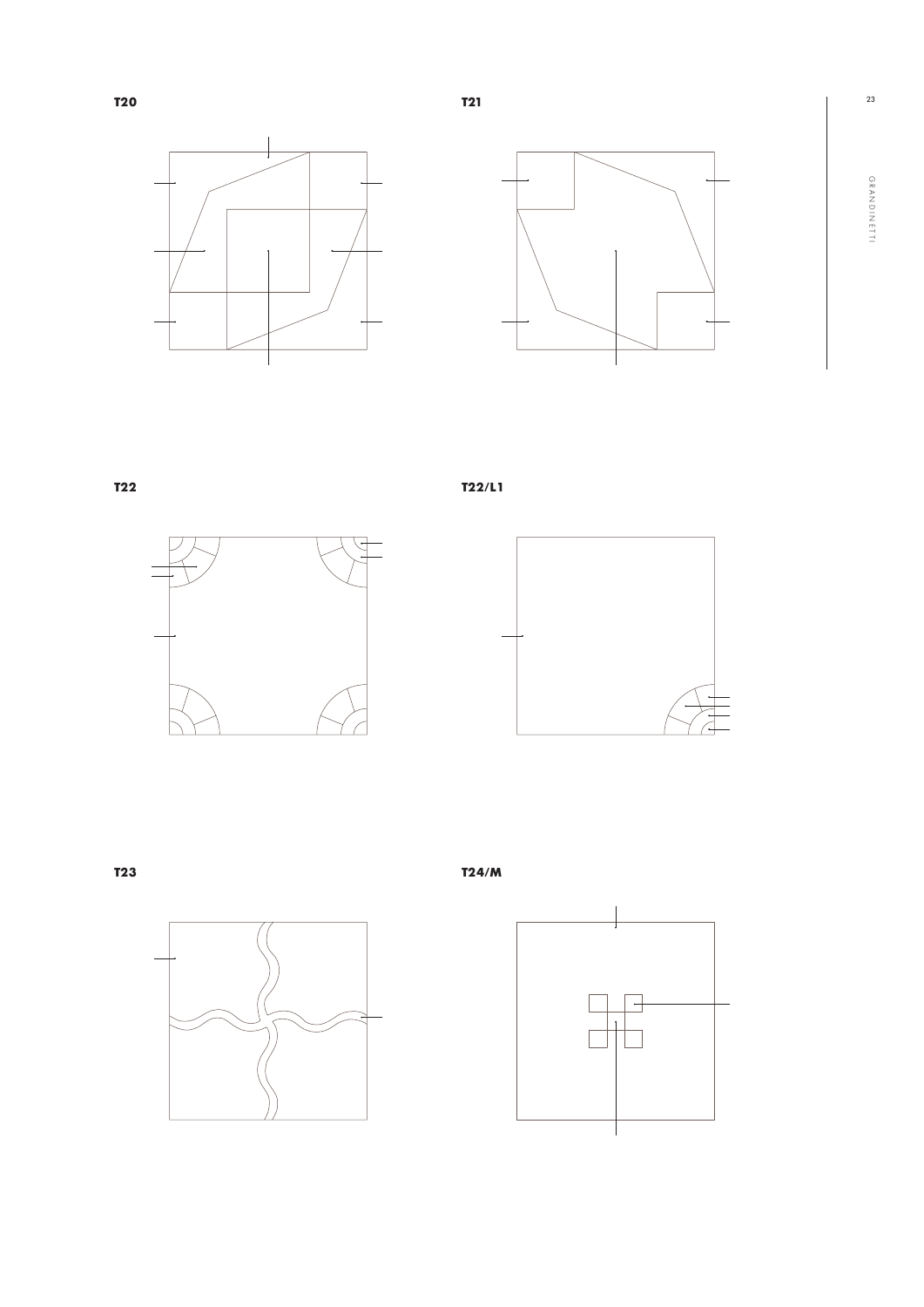**T20**

**T21**

**T22**

**T22/L1**

**T23**

**T24/M**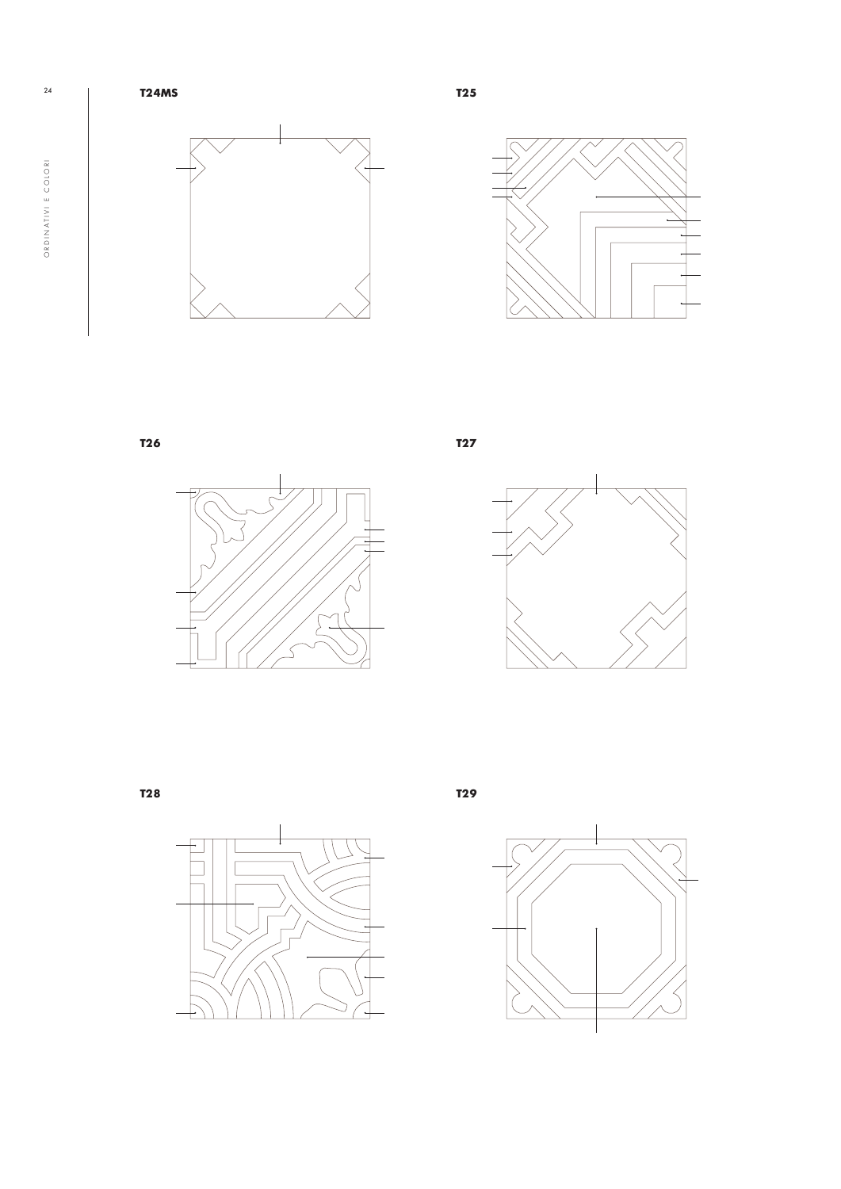**T24MS**

**T25**

**T26**

**T27**

**T28**

**T29**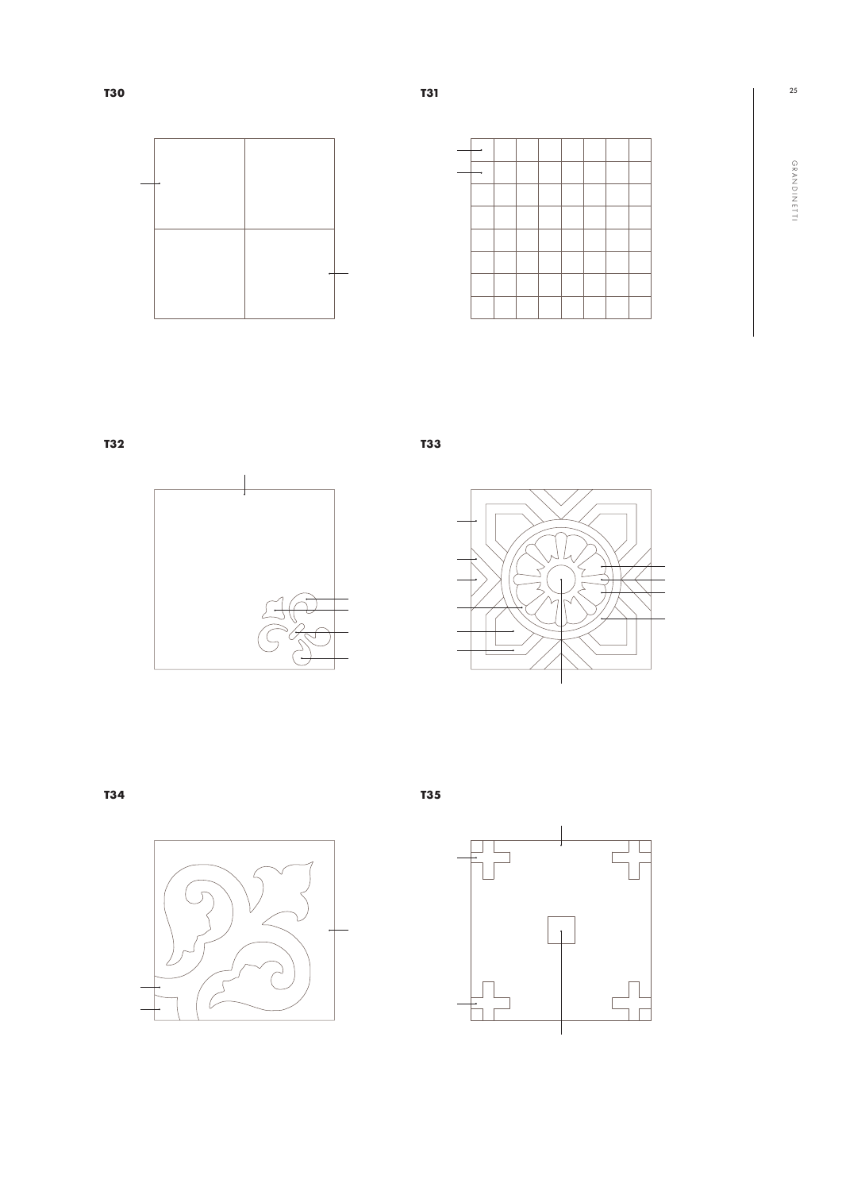**T30**

**T31**

**T32**

**T33**

**T34**

**T35**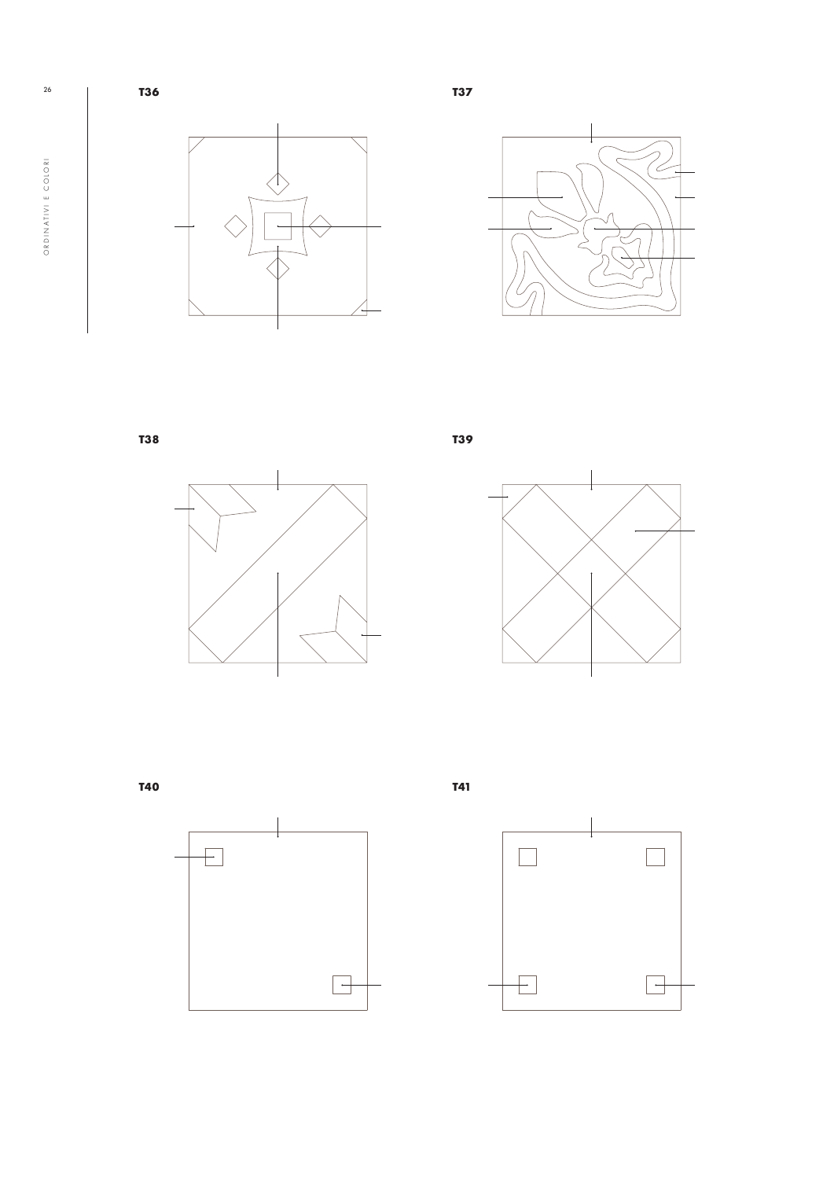**T36**

**T37**

**T38**

**T39**

**T40**

**T41**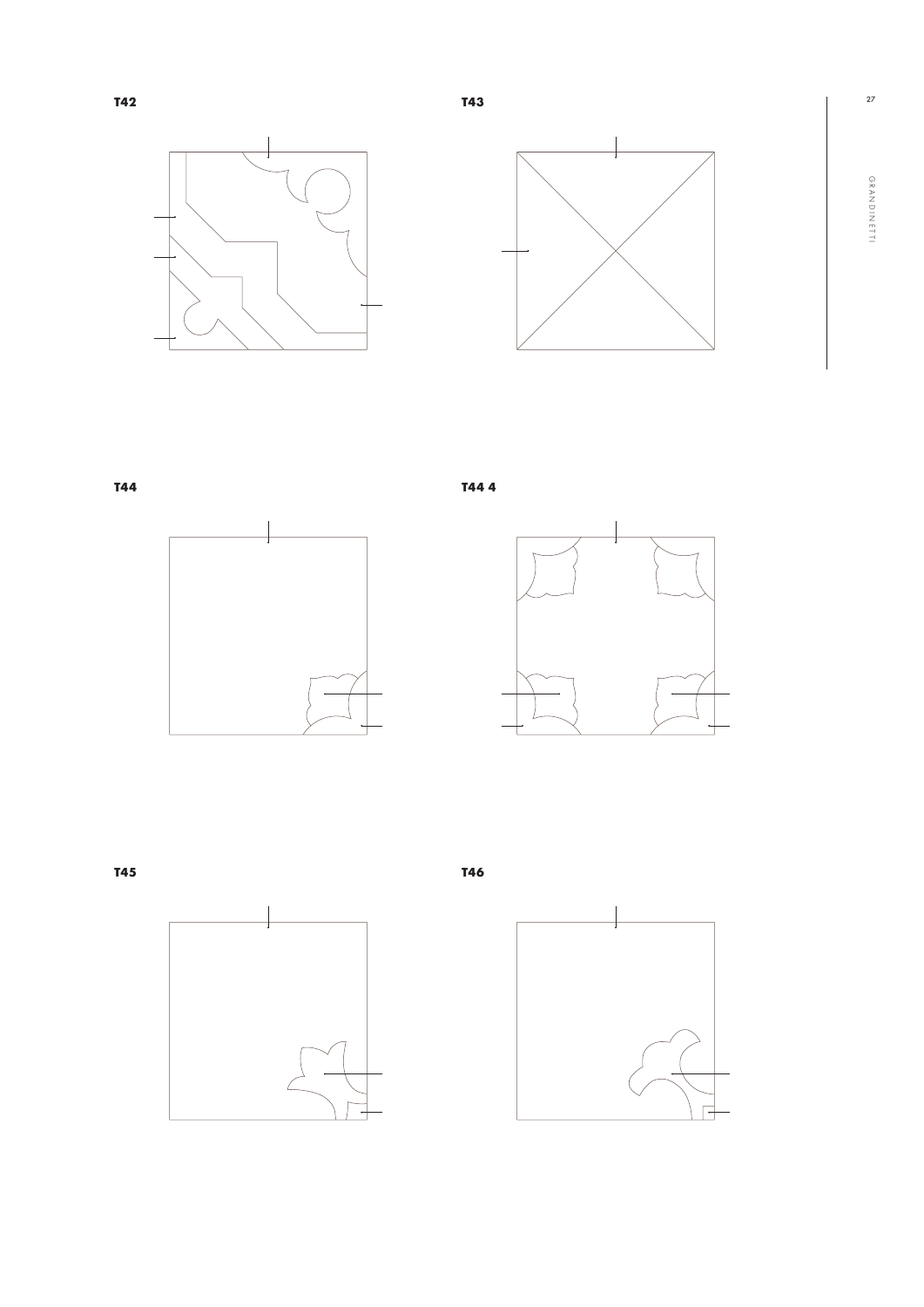**T42**

**T43**

**T44**

**T44 4**

**T45**

**T46**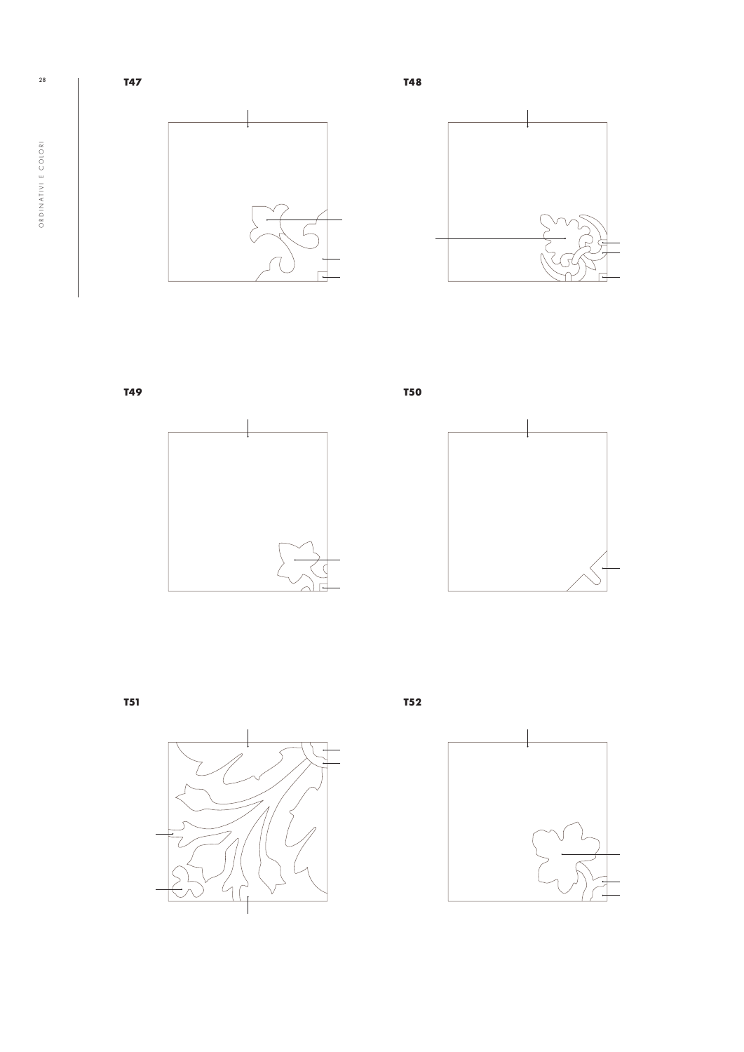**T47**

**T48**

**T49**

**T50**

**T51**

**T52**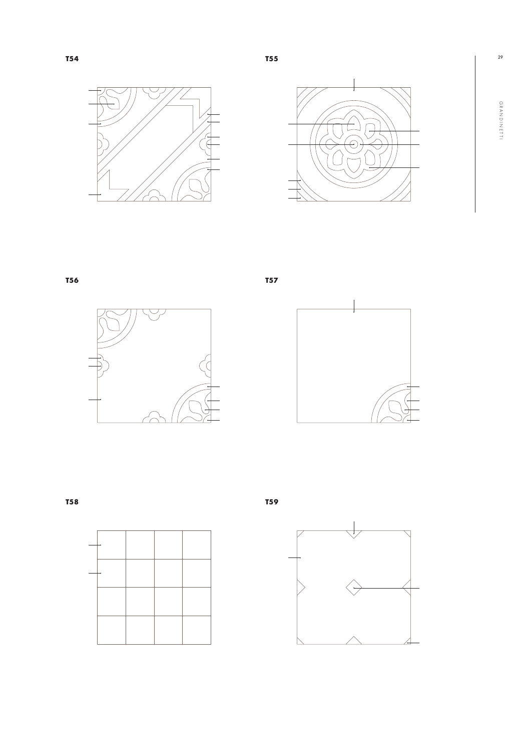**T54**

**T55**

**T56**

**T57**

**T58**

**T59**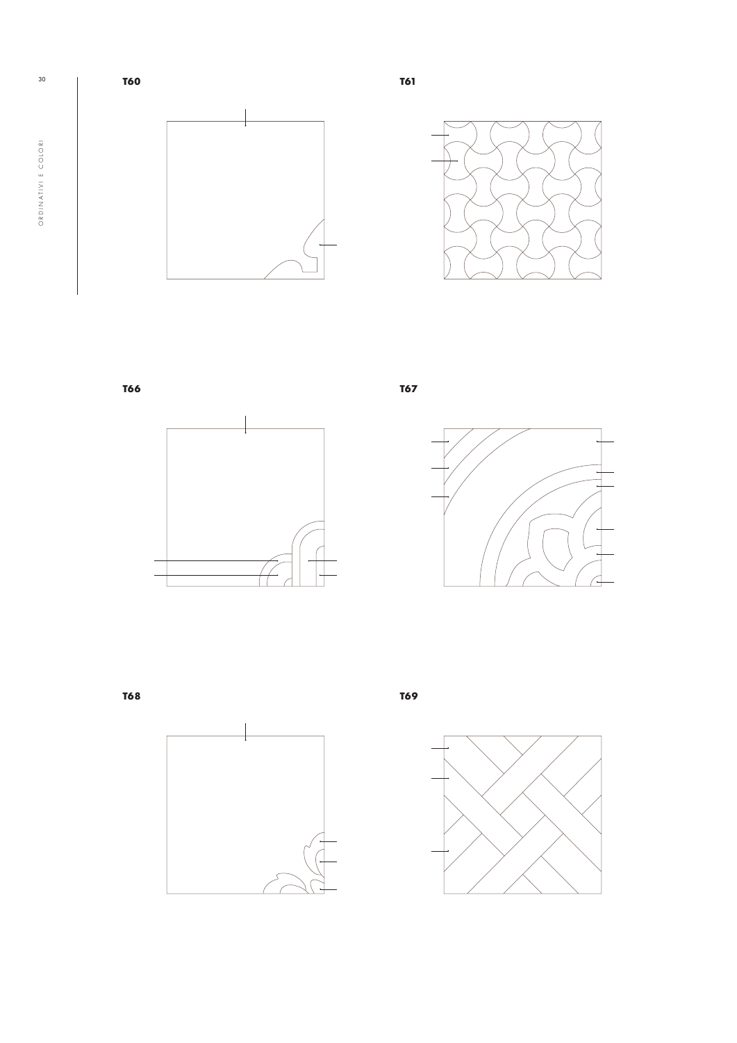**T60**

**T61**

**T66**

**T67**

**T68**

**T69**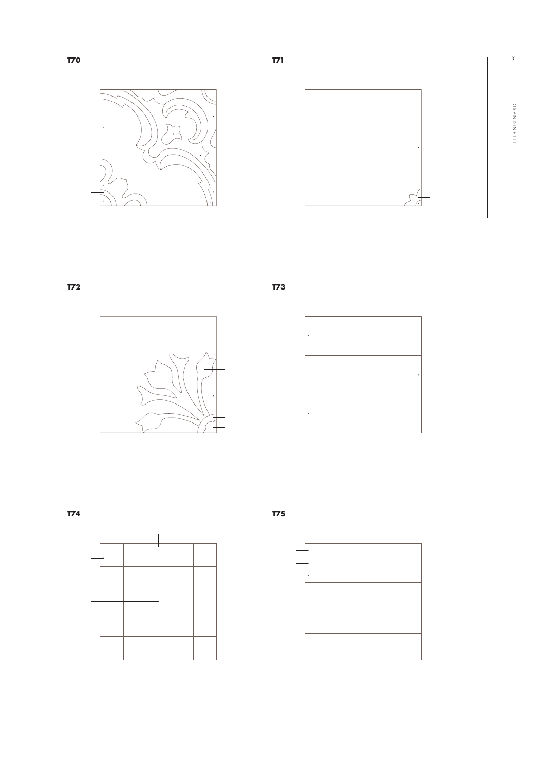**T70**

**T71**

**T72**

**T73**

**T74**

**T75**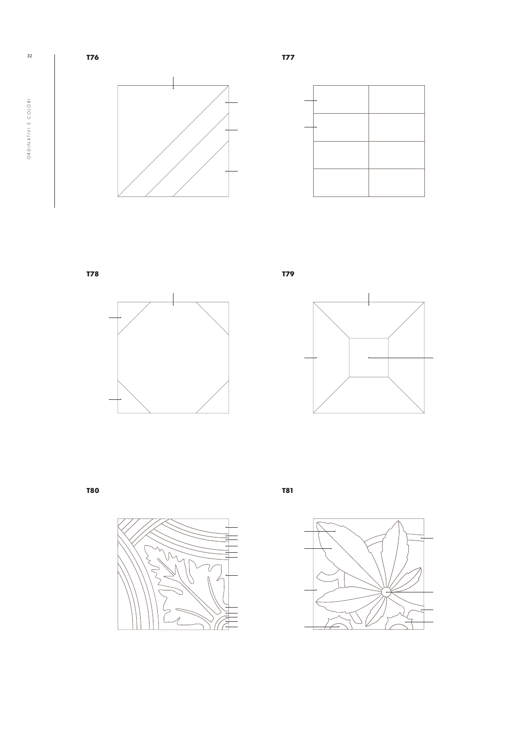**T76**

**T77**

**T78**

**T79**

**T80**

**T81**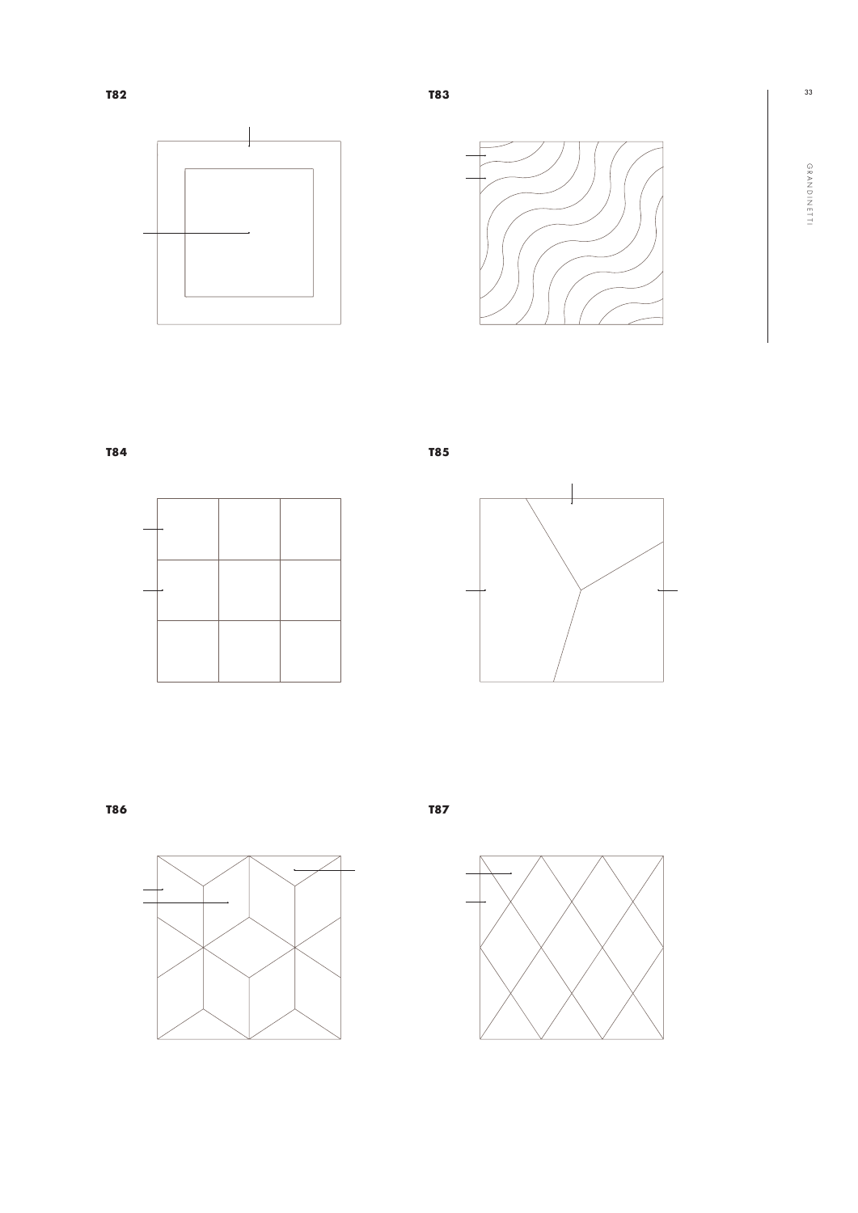**T82**

**T83**

**T84**

**T85**

**T86**

**T87**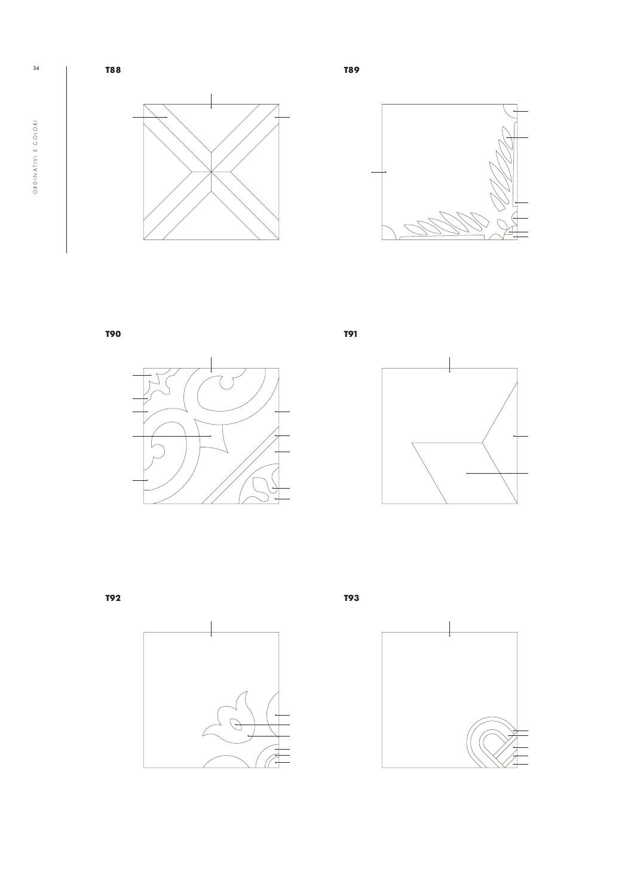T88

T89

T90

T91

T92

T93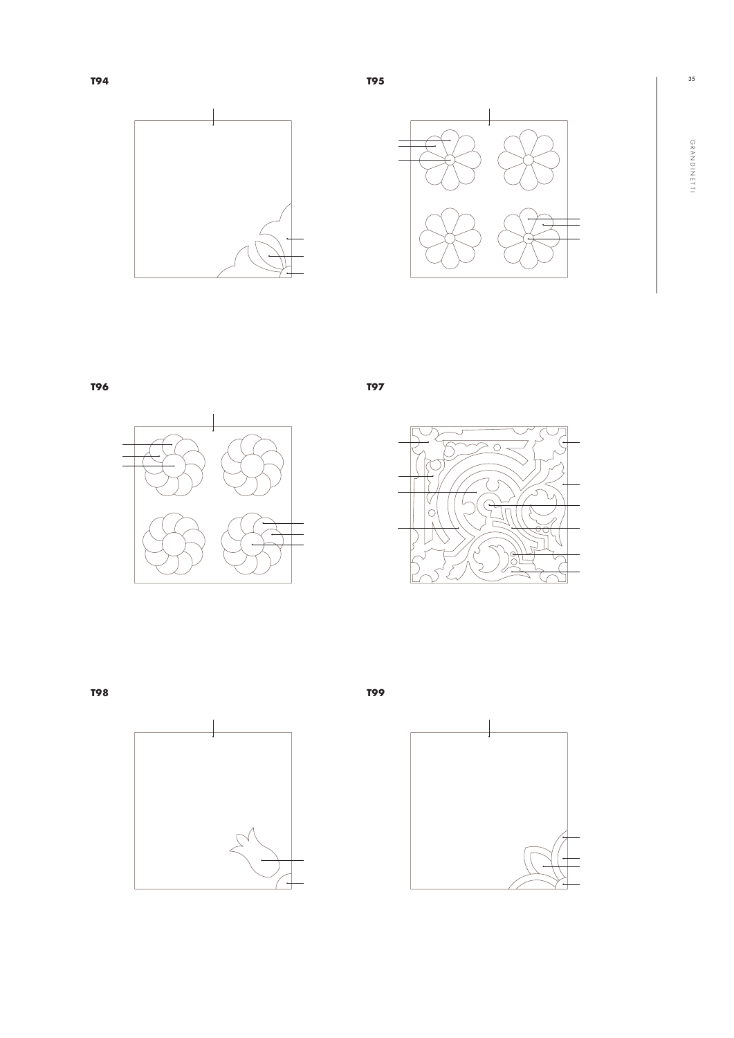**T94**

**T95**

**T96**

**T97**

**T98**

**T99**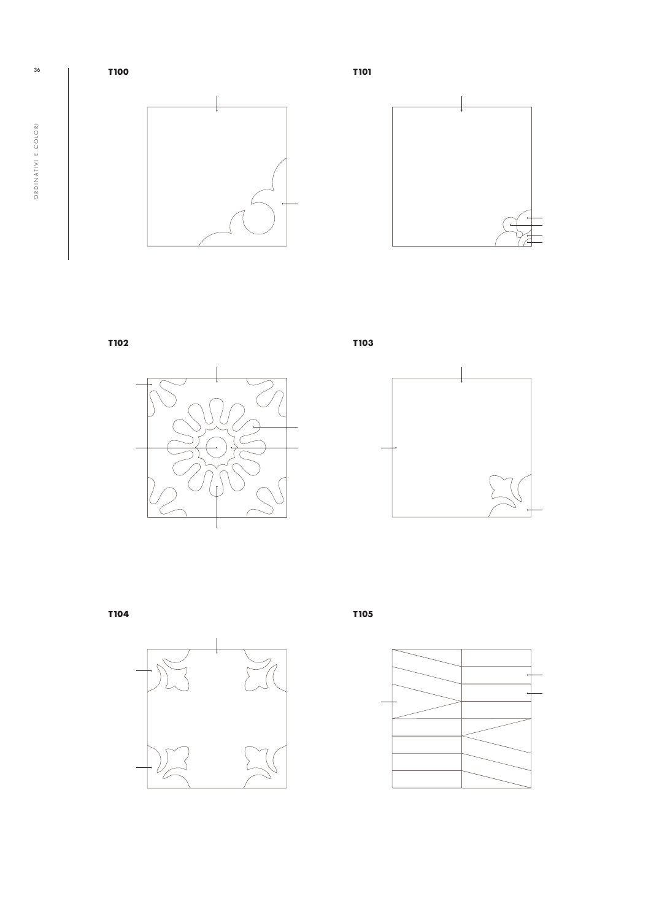T100

T101

T102

T103

T104

T105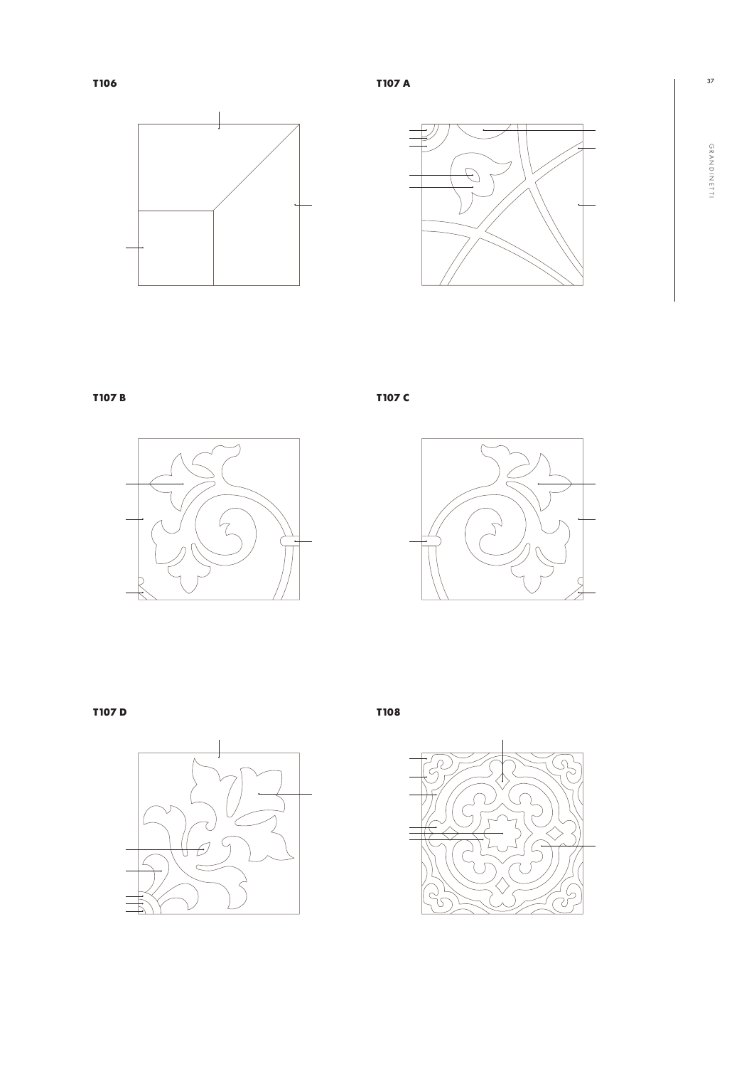**T106**

**T107 A**

**T107 B**

**T107 C**

**T107 D**

**T108**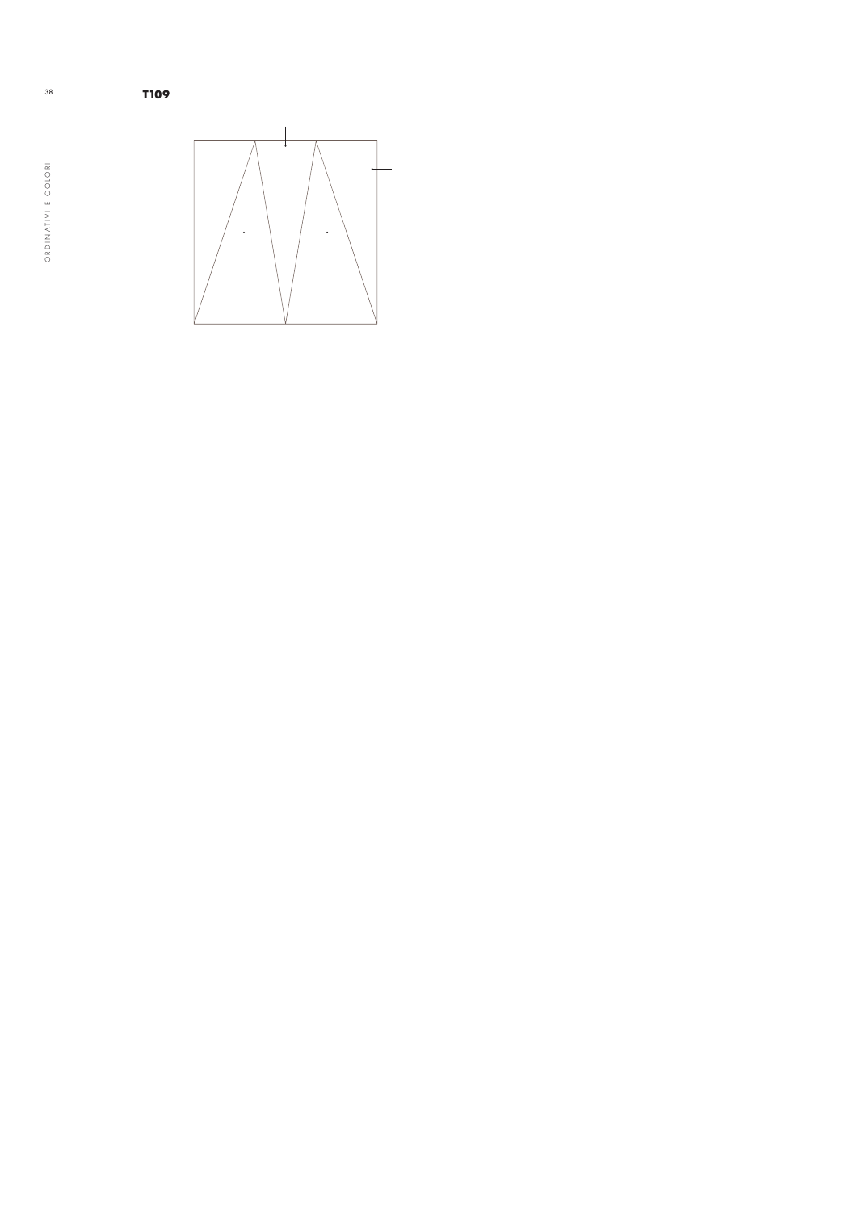**T109**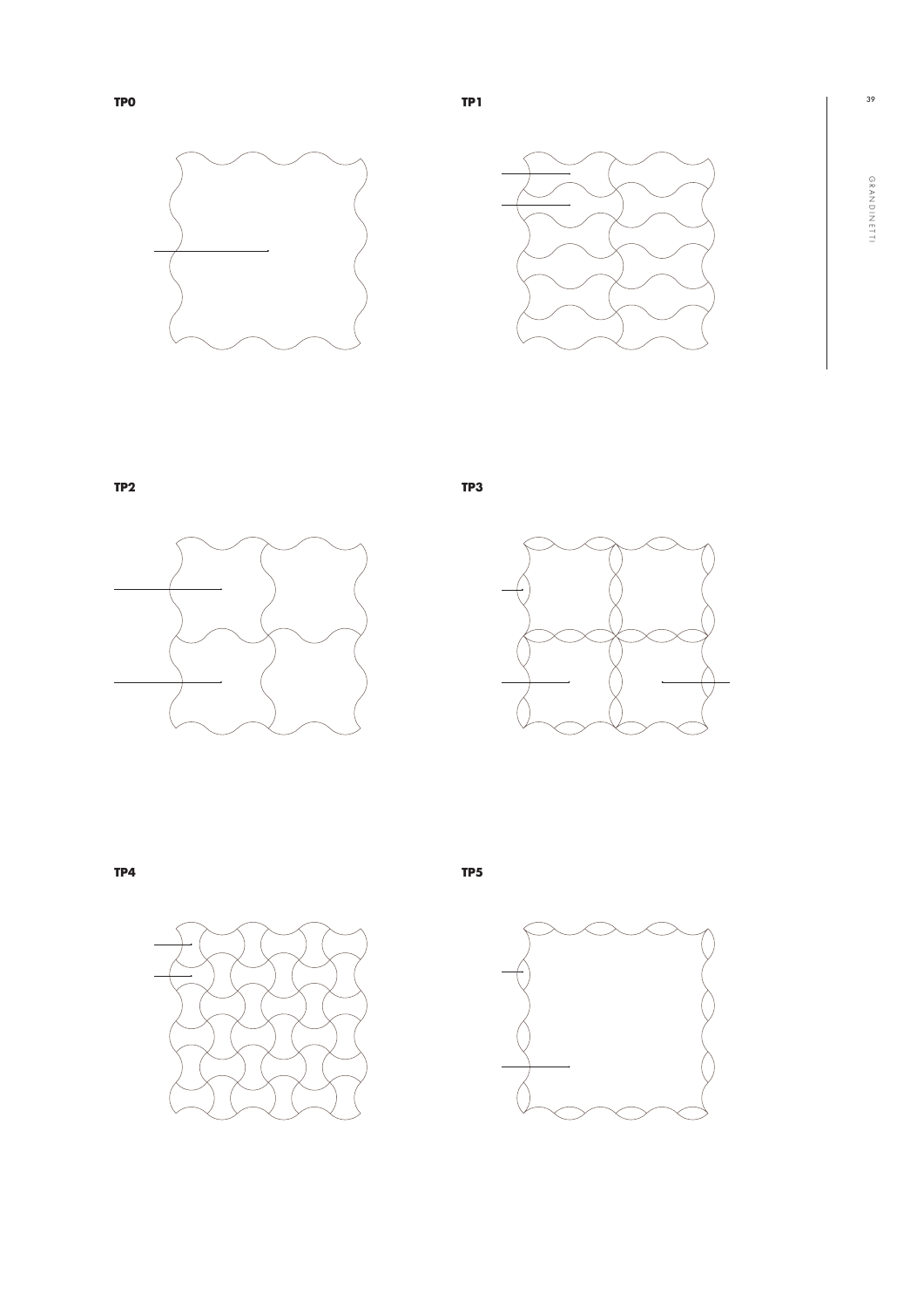**TP0**

**TP1**

**TP2**

**TP3**

**TP4**

**TP5**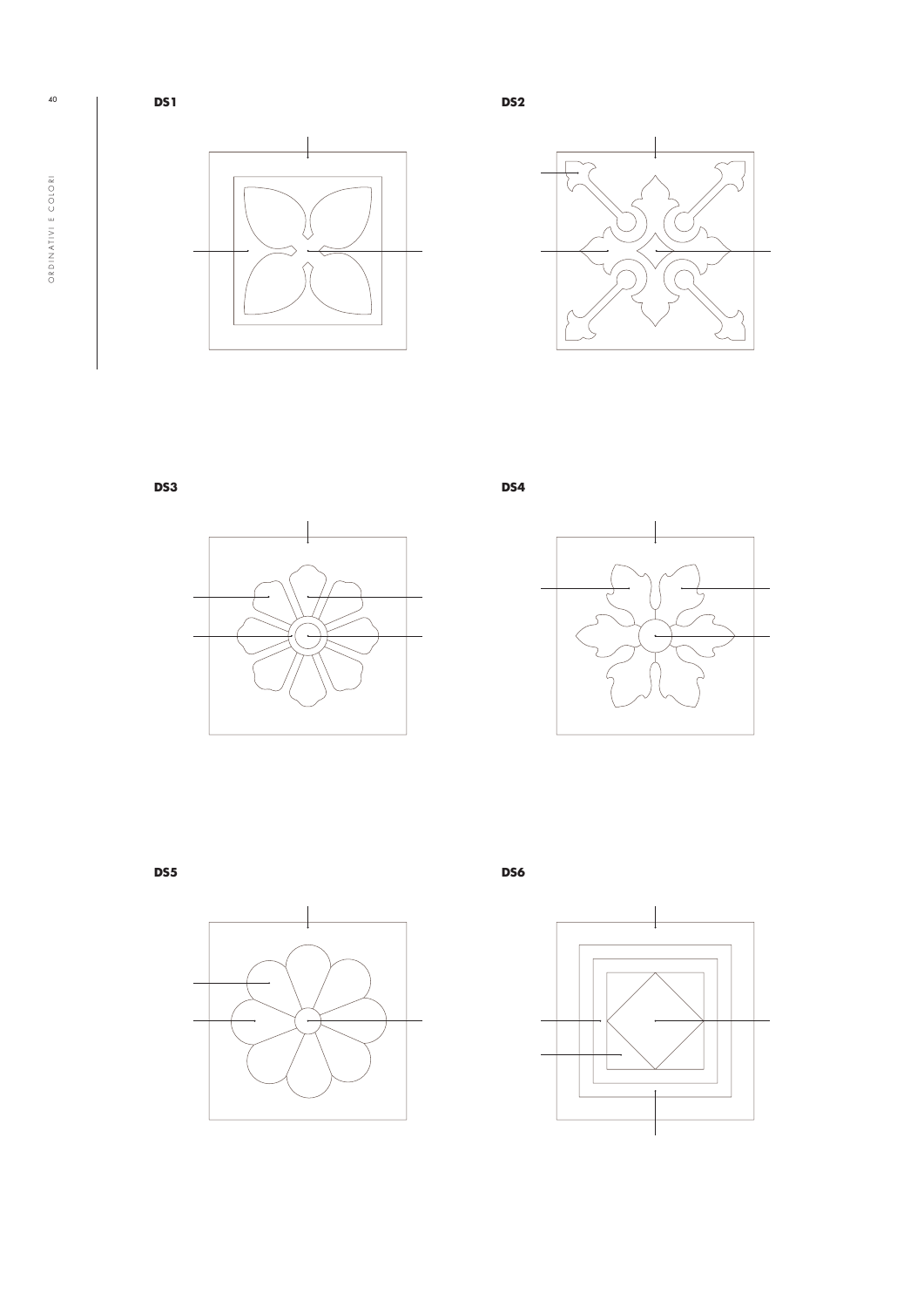**DS1**

**DS2**

**DS3**

**DS4**

**DS5**

**DS6**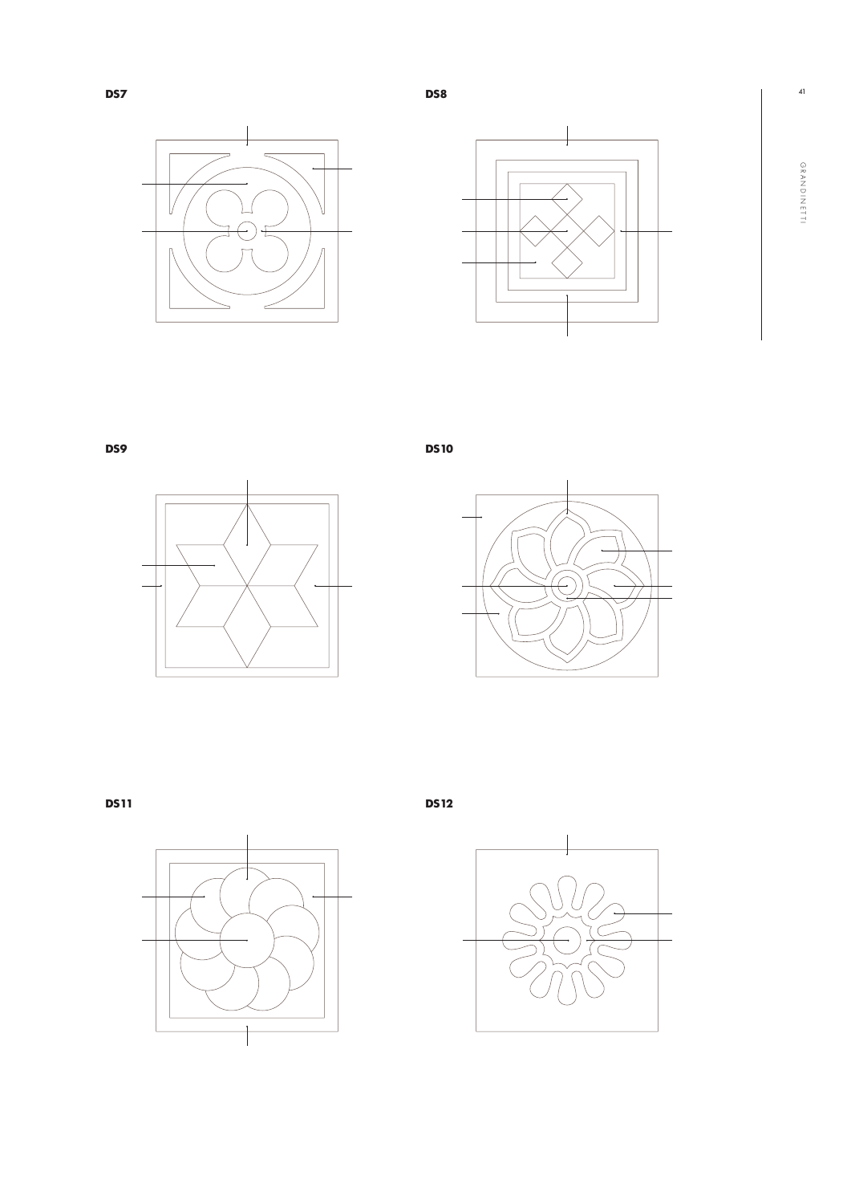**DS7**

**DS8**

**DS9**

**DS10**

**DS11**

**DS12**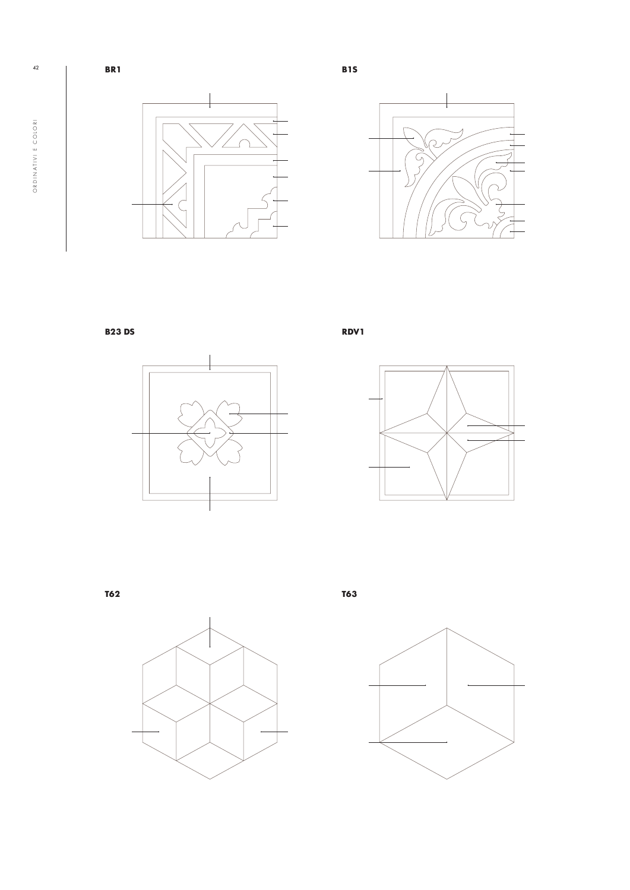**BR1**

**B1S**

**B23 DS**

**RDV1**

**T62**

**T63**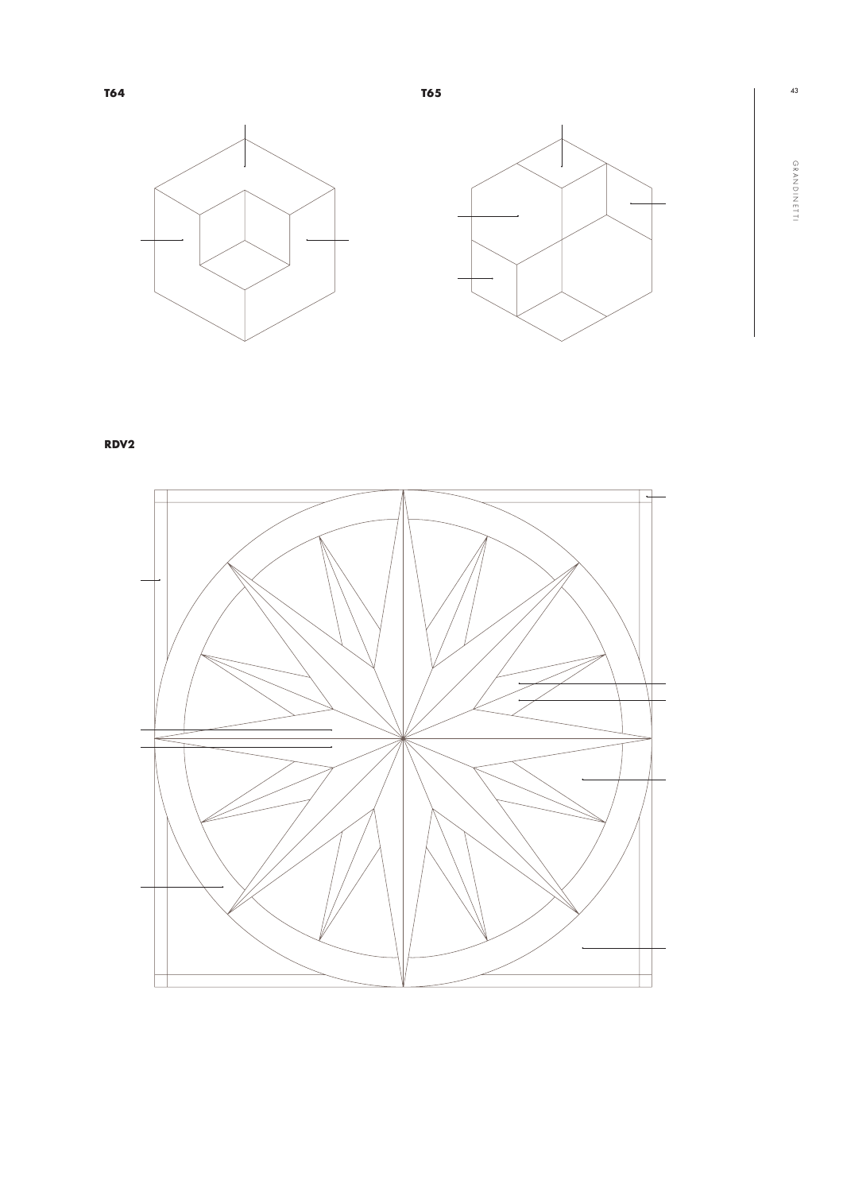**T64**

**T65**

**RDV2**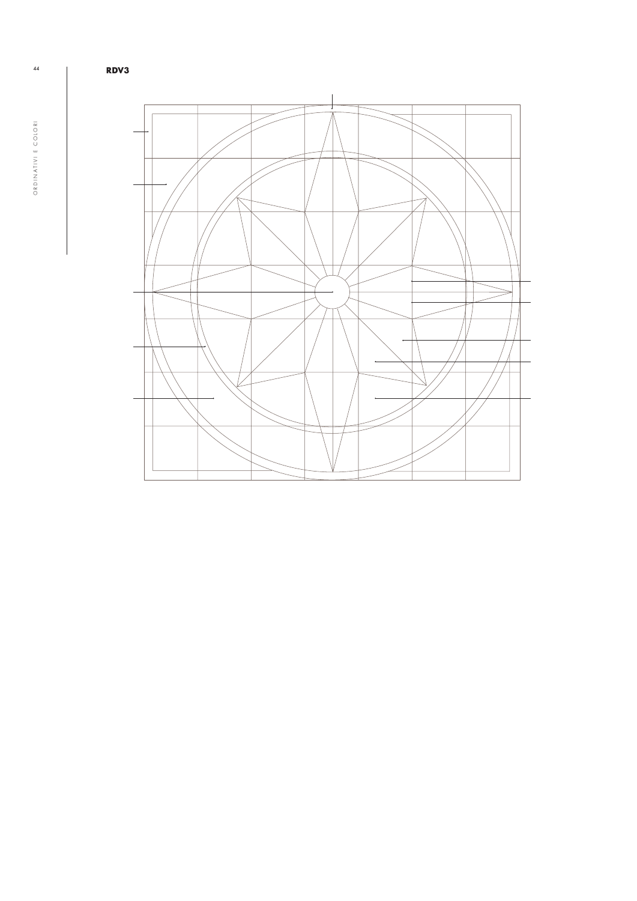**RDV3**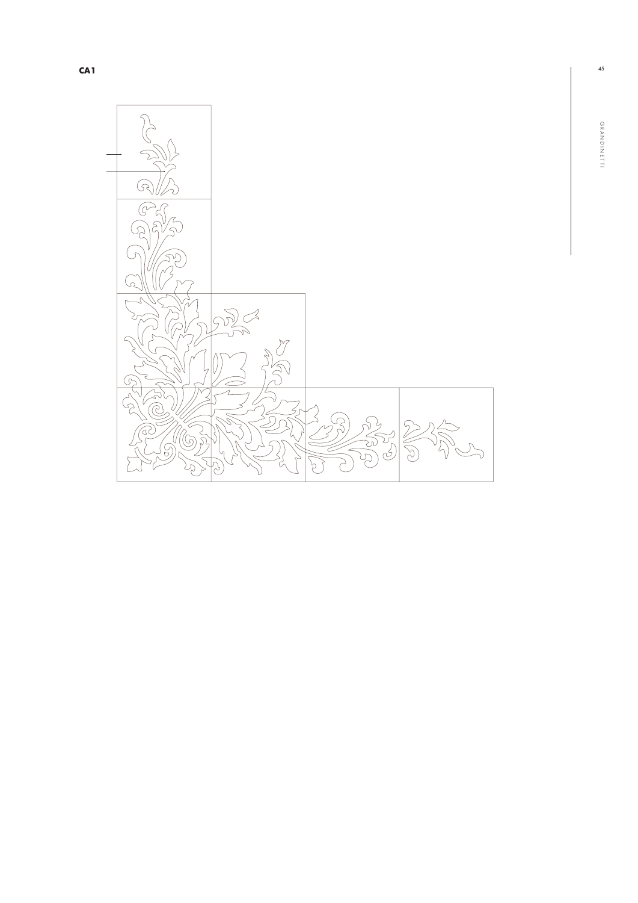**CA1**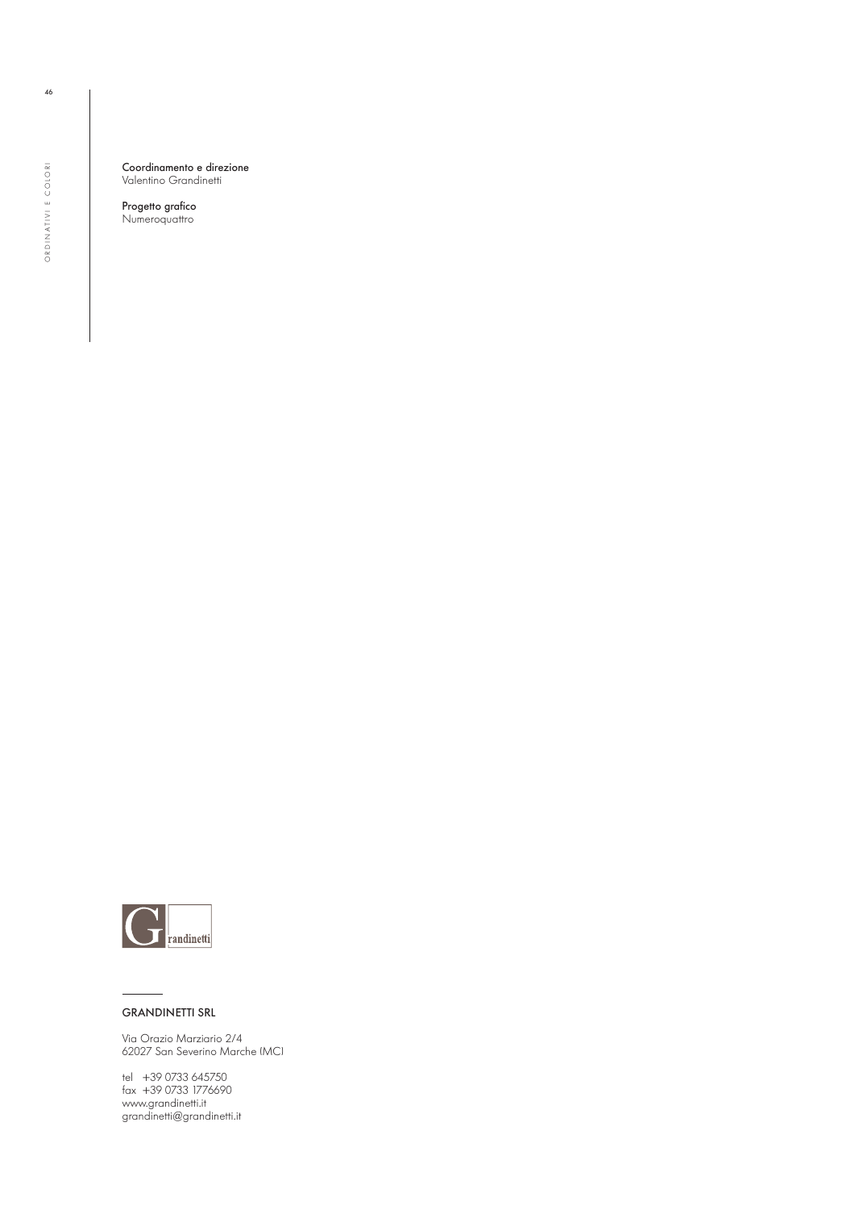**Coordinamento e direzione**
Valentino Grandinetti

**Progetto grafico**
Numeroquattro

Grandinetti

GRANDINETTI SRL

Via Orazio Marziario 2/4
62027 San Severino Marche (MC)

tel +39 0733 645750
fax +39 0733 1776690
www.grandinetti.it
grandinetti@grandinetti.it